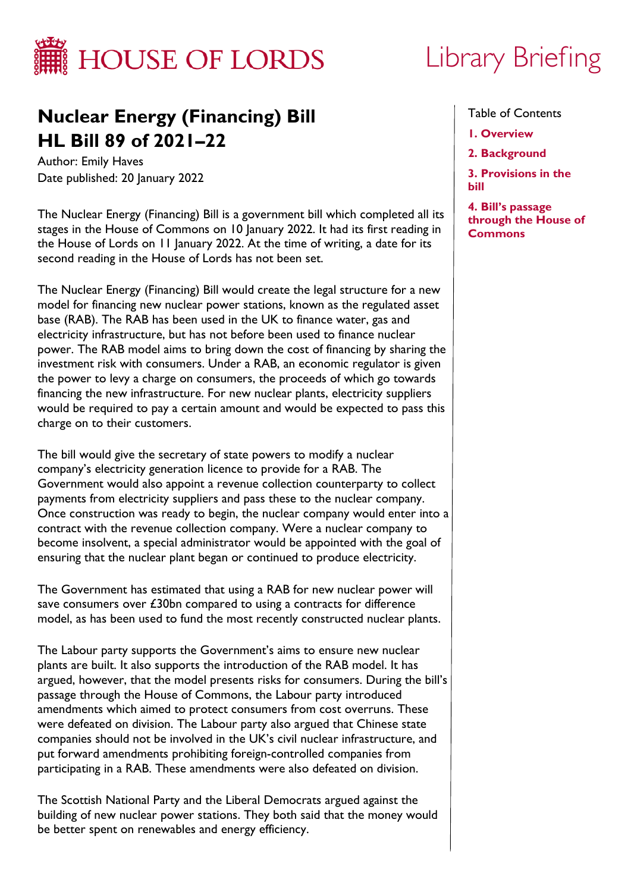HOUSE OF LORDS

Library Briefing

# Nuclear Energy (Financing) Bill HL Bill 89 of 2021–22

Author: Emily Haves
Date published: 20 January 2022

Table of Contents

1. Overview
2. Background
3. Provisions in the bill
4. Bill's passage through the House of Commons

The Nuclear Energy (Financing) Bill is a government bill which completed all its stages in the House of Commons on 10 January 2022. It had its first reading in the House of Lords on 11 January 2022. At the time of writing, a date for its second reading in the House of Lords has not been set.

The Nuclear Energy (Financing) Bill would create the legal structure for a new model for financing new nuclear power stations, known as the regulated asset base (RAB). The RAB has been used in the UK to finance water, gas and electricity infrastructure, but has not before been used to finance nuclear power. The RAB model aims to bring down the cost of financing by sharing the investment risk with consumers. Under a RAB, an economic regulator is given the power to levy a charge on consumers, the proceeds of which go towards financing the new infrastructure. For new nuclear plants, electricity suppliers would be required to pay a certain amount and would be expected to pass this charge on to their customers.

The bill would give the secretary of state powers to modify a nuclear company's electricity generation licence to provide for a RAB. The Government would also appoint a revenue collection counterparty to collect payments from electricity suppliers and pass these to the nuclear company. Once construction was ready to begin, the nuclear company would enter into a contract with the revenue collection company. Were a nuclear company to become insolvent, a special administrator would be appointed with the goal of ensuring that the nuclear plant began or continued to produce electricity.

The Government has estimated that using a RAB for new nuclear power will save consumers over £30bn compared to using a contracts for difference model, as has been used to fund the most recently constructed nuclear plants.

The Labour party supports the Government's aims to ensure new nuclear plants are built. It also supports the introduction of the RAB model. It has argued, however, that the model presents risks for consumers. During the bill's passage through the House of Commons, the Labour party introduced amendments which aimed to protect consumers from cost overruns. These were defeated on division. The Labour party also argued that Chinese state companies should not be involved in the UK's civil nuclear infrastructure, and put forward amendments prohibiting foreign-controlled companies from participating in a RAB. These amendments were also defeated on division.

The Scottish National Party and the Liberal Democrats argued against the building of new nuclear power stations. They both said that the money would be better spent on renewables and energy efficiency.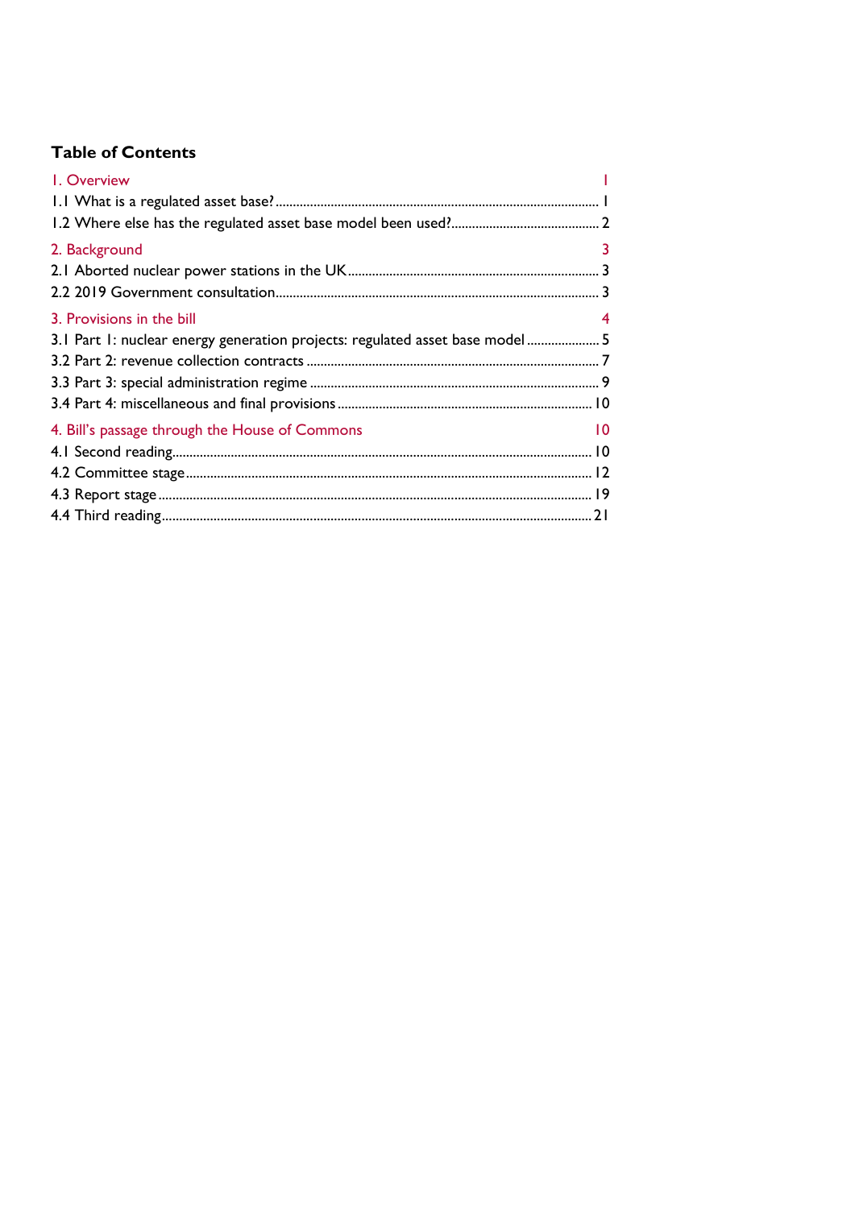## Table of Contents

1. Overview 1

1.1 What is a regulated asset base? 1

1.2 Where else has the regulated asset base model been used? 2

2. Background 3

2.1 Aborted nuclear power stations in the UK 3

2.2 2019 Government consultation 3

3. Provisions in the bill 4

3.1 Part 1: nuclear energy generation projects: regulated asset base model 5

3.2 Part 2: revenue collection contracts 7

3.3 Part 3: special administration regime 9

3.4 Part 4: miscellaneous and final provisions 10

4. Bill's passage through the House of Commons 10

4.1 Second reading 10

4.2 Committee stage 12

4.3 Report stage 19

4.4 Third reading 21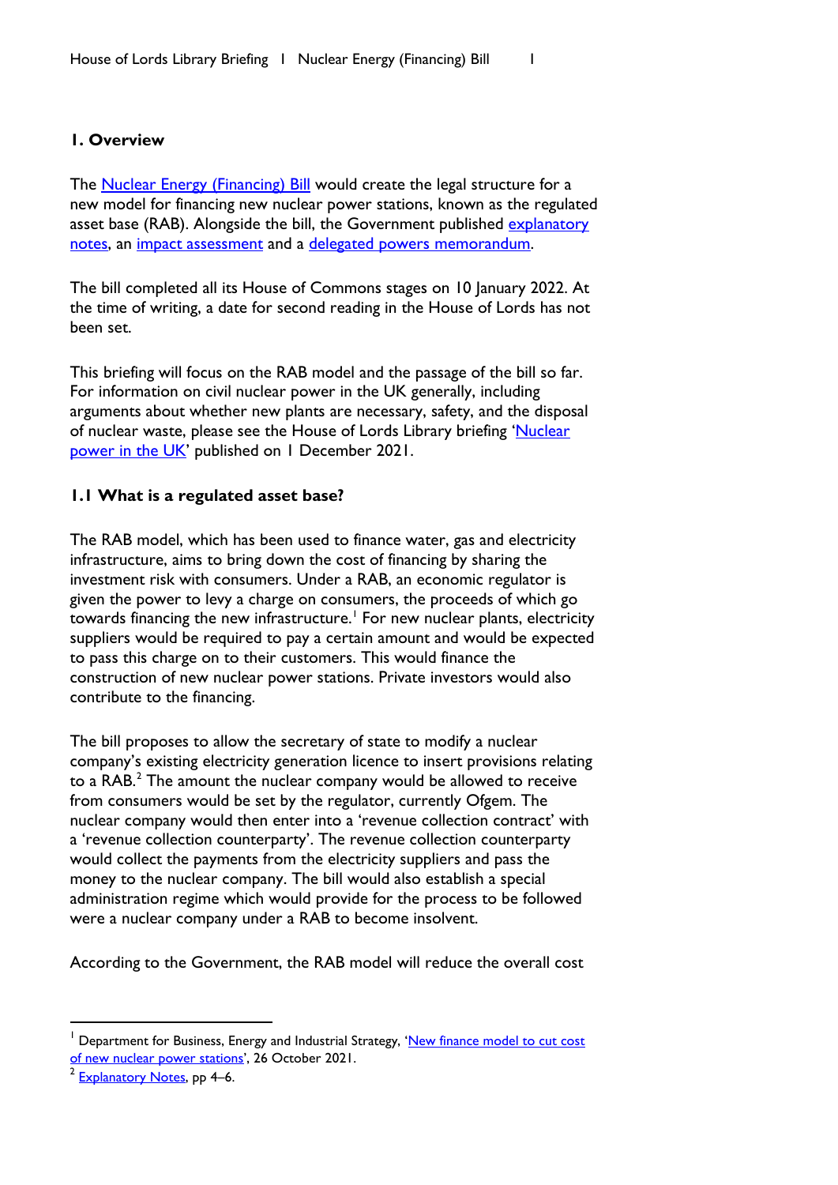## 1. Overview

The Nuclear Energy (Financing) Bill would create the legal structure for a new model for financing new nuclear power stations, known as the regulated asset base (RAB). Alongside the bill, the Government published explanatory notes, an impact assessment and a delegated powers memorandum.

The bill completed all its House of Commons stages on 10 January 2022. At the time of writing, a date for second reading in the House of Lords has not been set.

This briefing will focus on the RAB model and the passage of the bill so far. For information on civil nuclear power in the UK generally, including arguments about whether new plants are necessary, safety, and the disposal of nuclear waste, please see the House of Lords Library briefing 'Nuclear power in the UK' published on 1 December 2021.

### 1.1 What is a regulated asset base?

The RAB model, which has been used to finance water, gas and electricity infrastructure, aims to bring down the cost of financing by sharing the investment risk with consumers. Under a RAB, an economic regulator is given the power to levy a charge on consumers, the proceeds of which go towards financing the new infrastructure.[1] For new nuclear plants, electricity suppliers would be required to pay a certain amount and would be expected to pass this charge on to their customers. This would finance the construction of new nuclear power stations. Private investors would also contribute to the financing.

The bill proposes to allow the secretary of state to modify a nuclear company's existing electricity generation licence to insert provisions relating to a RAB.[2] The amount the nuclear company would be allowed to receive from consumers would be set by the regulator, currently Ofgem. The nuclear company would then enter into a 'revenue collection contract' with a 'revenue collection counterparty'. The revenue collection counterparty would collect the payments from the electricity suppliers and pass the money to the nuclear company. The bill would also establish a special administration regime which would provide for the process to be followed were a nuclear company under a RAB to become insolvent.

According to the Government, the RAB model will reduce the overall cost

---

[1] Department for Business, Energy and Industrial Strategy, 'New finance model to cut cost of new nuclear power stations', 26 October 2021.

[2] Explanatory Notes, pp 4–6.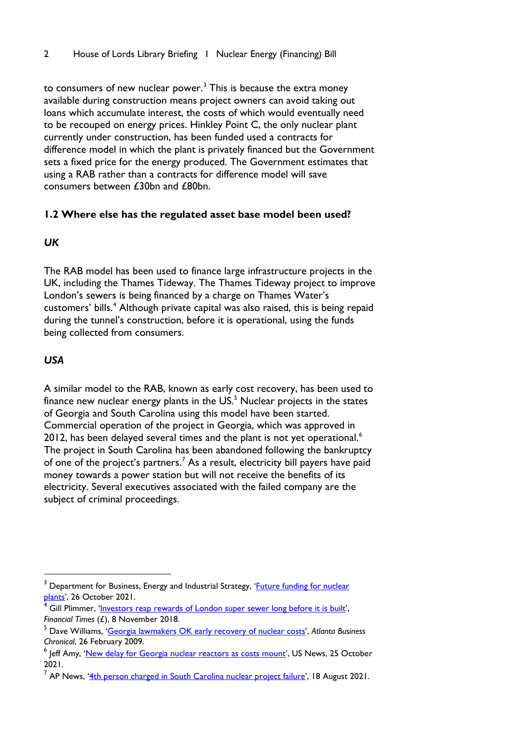to consumers of new nuclear power.[3] This is because the extra money available during construction means project owners can avoid taking out loans which accumulate interest, the costs of which would eventually need to be recouped on energy prices. Hinkley Point C, the only nuclear plant currently under construction, has been funded used a contracts for difference model in which the plant is privately financed but the Government sets a fixed price for the energy produced. The Government estimates that using a RAB rather than a contracts for difference model will save consumers between £30bn and £80bn.

### 1.2 Where else has the regulated asset base model been used?

#### *UK*

The RAB model has been used to finance large infrastructure projects in the UK, including the Thames Tideway. The Thames Tideway project to improve London's sewers is being financed by a charge on Thames Water's customers' bills.[4] Although private capital was also raised, this is being repaid during the tunnel's construction, before it is operational, using the funds being collected from consumers.

#### *USA*

A similar model to the RAB, known as early cost recovery, has been used to finance new nuclear energy plants in the US.[5] Nuclear projects in the states of Georgia and South Carolina using this model have been started. Commercial operation of the project in Georgia, which was approved in 2012, has been delayed several times and the plant is not yet operational.[6] The project in South Carolina has been abandoned following the bankruptcy of one of the project's partners.[7] As a result, electricity bill payers have paid money towards a power station but will not receive the benefits of its electricity. Several executives associated with the failed company are the subject of criminal proceedings.

---

[3] Department for Business, Energy and Industrial Strategy, '[Future funding for nuclear plants](#)', 26 October 2021.

[4] Gill Plimmer, '[Investors reap rewards of London super sewer long before it is built](#)', *Financial Times* (£), 8 November 2018.

[5] Dave Williams, '[Georgia lawmakers OK early recovery of nuclear costs](#)', *Atlanta Business Chronical*, 26 February 2009.

[6] Jeff Amy, '[New delay for Georgia nuclear reactors as costs mount](#)', US News, 25 October 2021.

[7] AP News, '[4th person charged in South Carolina nuclear project failure](#)', 18 August 2021.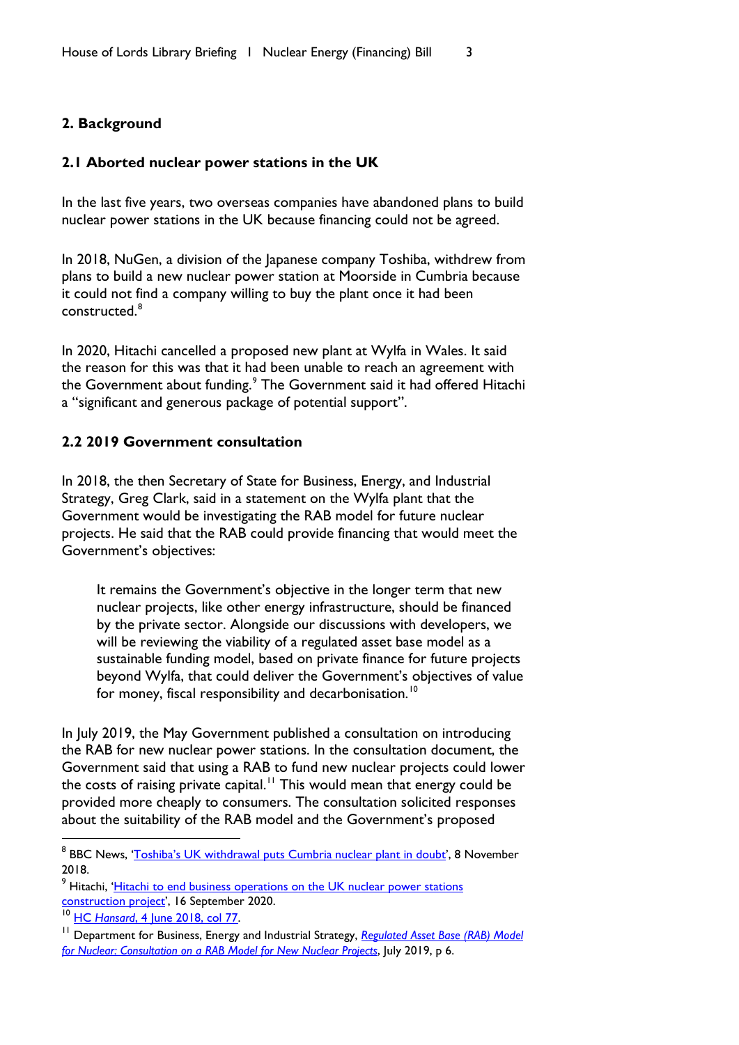## 2. Background

### 2.1 Aborted nuclear power stations in the UK

In the last five years, two overseas companies have abandoned plans to build nuclear power stations in the UK because financing could not be agreed.

In 2018, NuGen, a division of the Japanese company Toshiba, withdrew from plans to build a new nuclear power station at Moorside in Cumbria because it could not find a company willing to buy the plant once it had been constructed.[8]

In 2020, Hitachi cancelled a proposed new plant at Wylfa in Wales. It said the reason for this was that it had been unable to reach an agreement with the Government about funding.[9] The Government said it had offered Hitachi a "significant and generous package of potential support".

### 2.2 2019 Government consultation

In 2018, the then Secretary of State for Business, Energy, and Industrial Strategy, Greg Clark, said in a statement on the Wylfa plant that the Government would be investigating the RAB model for future nuclear projects. He said that the RAB could provide financing that would meet the Government's objectives:

> It remains the Government's objective in the longer term that new nuclear projects, like other energy infrastructure, should be financed by the private sector. Alongside our discussions with developers, we will be reviewing the viability of a regulated asset base model as a sustainable funding model, based on private finance for future projects beyond Wylfa, that could deliver the Government's objectives of value for money, fiscal responsibility and decarbonisation.[10]

In July 2019, the May Government published a consultation on introducing the RAB for new nuclear power stations. In the consultation document, the Government said that using a RAB to fund new nuclear projects could lower the costs of raising private capital.[11] This would mean that energy could be provided more cheaply to consumers. The consultation solicited responses about the suitability of the RAB model and the Government's proposed

---

[8] BBC News, 'Toshiba's UK withdrawal puts Cumbria nuclear plant in doubt', 8 November 2018.

[9] Hitachi, 'Hitachi to end business operations on the UK nuclear power stations construction project', 16 September 2020.

[10] HC *Hansard*, 4 June 2018, col 77.

[11] Department for Business, Energy and Industrial Strategy, *Regulated Asset Base (RAB) Model for Nuclear: Consultation on a RAB Model for New Nuclear Projects*, July 2019, p 6.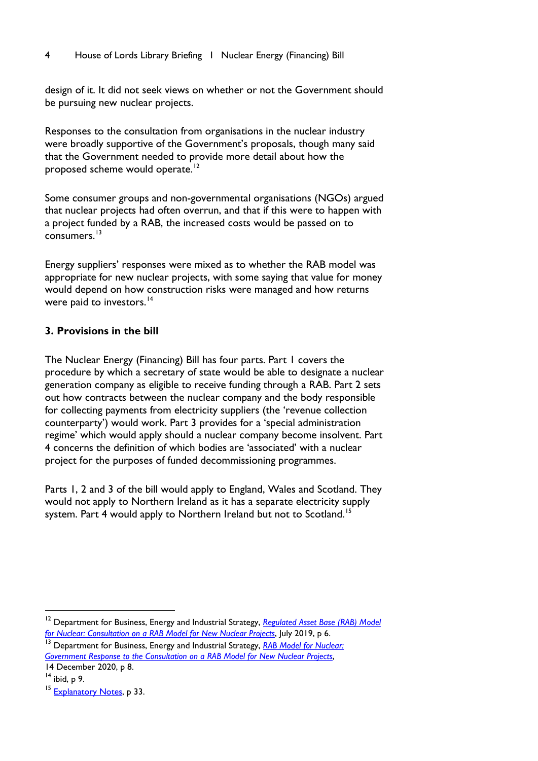design of it. It did not seek views on whether or not the Government should be pursuing new nuclear projects.

Responses to the consultation from organisations in the nuclear industry were broadly supportive of the Government's proposals, though many said that the Government needed to provide more detail about how the proposed scheme would operate.[12]

Some consumer groups and non-governmental organisations (NGOs) argued that nuclear projects had often overrun, and that if this were to happen with a project funded by a RAB, the increased costs would be passed on to consumers.[13]

Energy suppliers' responses were mixed as to whether the RAB model was appropriate for new nuclear projects, with some saying that value for money would depend on how construction risks were managed and how returns were paid to investors.[14]

### 3. Provisions in the bill

The Nuclear Energy (Financing) Bill has four parts. Part 1 covers the procedure by which a secretary of state would be able to designate a nuclear generation company as eligible to receive funding through a RAB. Part 2 sets out how contracts between the nuclear company and the body responsible for collecting payments from electricity suppliers (the 'revenue collection counterparty') would work. Part 3 provides for a 'special administration regime' which would apply should a nuclear company become insolvent. Part 4 concerns the definition of which bodies are 'associated' with a nuclear project for the purposes of funded decommissioning programmes.

Parts 1, 2 and 3 of the bill would apply to England, Wales and Scotland. They would not apply to Northern Ireland as it has a separate electricity supply system. Part 4 would apply to Northern Ireland but not to Scotland.[15]

---

[12] Department for Business, Energy and Industrial Strategy, *Regulated Asset Base (RAB) Model for Nuclear: Consultation on a RAB Model for New Nuclear Projects*, July 2019, p 6.

[13] Department for Business, Energy and Industrial Strategy, *RAB Model for Nuclear: Government Response to the Consultation on a RAB Model for New Nuclear Projects*, 14 December 2020, p 8.

[14] ibid, p 9.

[15] Explanatory Notes, p 33.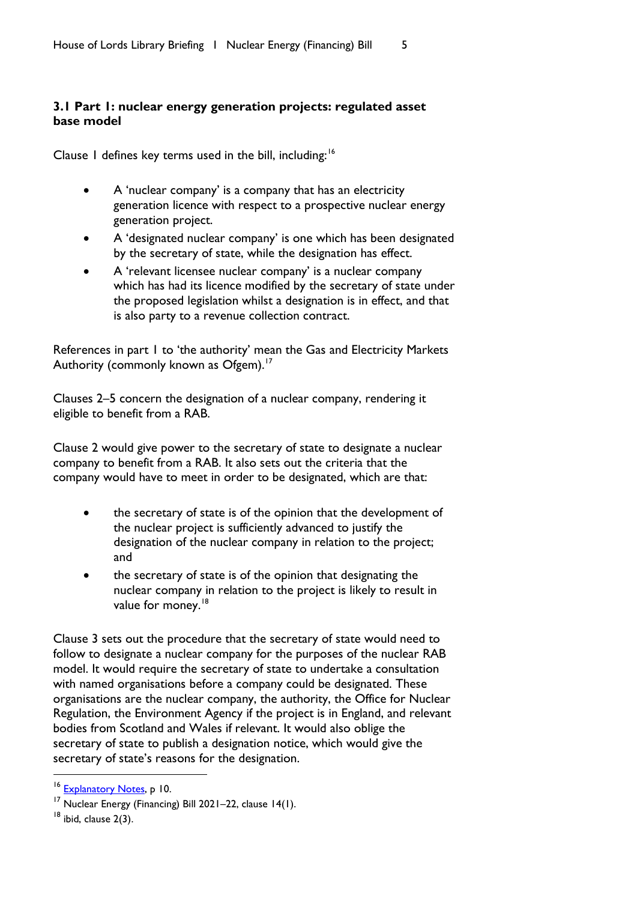### 3.1 Part 1: nuclear energy generation projects: regulated asset base model

Clause 1 defines key terms used in the bill, including:[16]

- A 'nuclear company' is a company that has an electricity generation licence with respect to a prospective nuclear energy generation project.
- A 'designated nuclear company' is one which has been designated by the secretary of state, while the designation has effect.
- A 'relevant licensee nuclear company' is a nuclear company which has had its licence modified by the secretary of state under the proposed legislation whilst a designation is in effect, and that is also party to a revenue collection contract.

References in part 1 to 'the authority' mean the Gas and Electricity Markets Authority (commonly known as Ofgem).[17]

Clauses 2–5 concern the designation of a nuclear company, rendering it eligible to benefit from a RAB.

Clause 2 would give power to the secretary of state to designate a nuclear company to benefit from a RAB. It also sets out the criteria that the company would have to meet in order to be designated, which are that:

- the secretary of state is of the opinion that the development of the nuclear project is sufficiently advanced to justify the designation of the nuclear company in relation to the project; and
- the secretary of state is of the opinion that designating the nuclear company in relation to the project is likely to result in value for money.[18]

Clause 3 sets out the procedure that the secretary of state would need to follow to designate a nuclear company for the purposes of the nuclear RAB model. It would require the secretary of state to undertake a consultation with named organisations before a company could be designated. These organisations are the nuclear company, the authority, the Office for Nuclear Regulation, the Environment Agency if the project is in England, and relevant bodies from Scotland and Wales if relevant. It would also oblige the secretary of state to publish a designation notice, which would give the secretary of state's reasons for the designation.

[16] Explanatory Notes, p 10.

[17] Nuclear Energy (Financing) Bill 2021–22, clause 14(1).

[18] ibid, clause 2(3).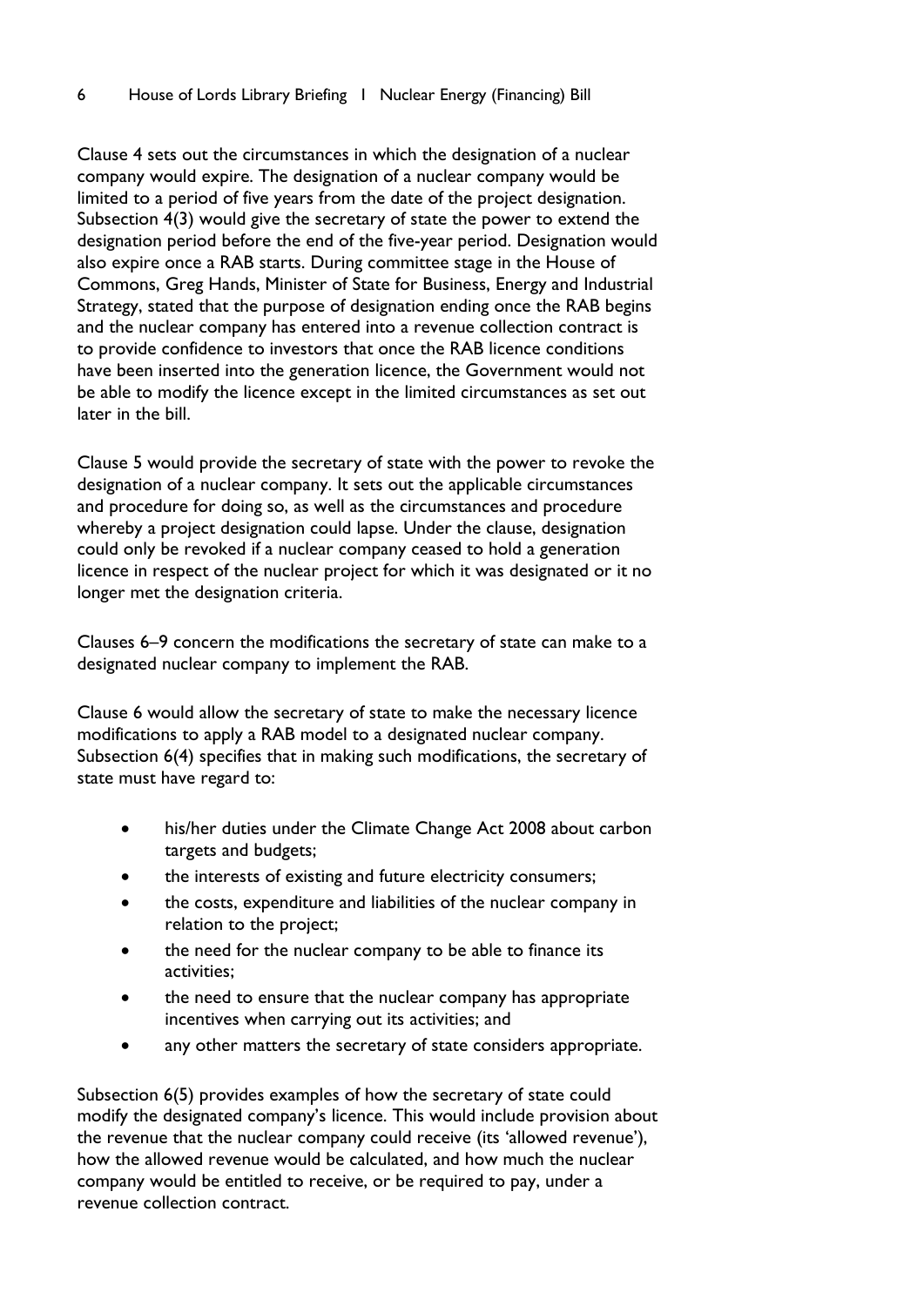Clause 4 sets out the circumstances in which the designation of a nuclear company would expire. The designation of a nuclear company would be limited to a period of five years from the date of the project designation. Subsection 4(3) would give the secretary of state the power to extend the designation period before the end of the five-year period. Designation would also expire once a RAB starts. During committee stage in the House of Commons, Greg Hands, Minister of State for Business, Energy and Industrial Strategy, stated that the purpose of designation ending once the RAB begins and the nuclear company has entered into a revenue collection contract is to provide confidence to investors that once the RAB licence conditions have been inserted into the generation licence, the Government would not be able to modify the licence except in the limited circumstances as set out later in the bill.

Clause 5 would provide the secretary of state with the power to revoke the designation of a nuclear company. It sets out the applicable circumstances and procedure for doing so, as well as the circumstances and procedure whereby a project designation could lapse. Under the clause, designation could only be revoked if a nuclear company ceased to hold a generation licence in respect of the nuclear project for which it was designated or it no longer met the designation criteria.

Clauses 6–9 concern the modifications the secretary of state can make to a designated nuclear company to implement the RAB.

Clause 6 would allow the secretary of state to make the necessary licence modifications to apply a RAB model to a designated nuclear company. Subsection 6(4) specifies that in making such modifications, the secretary of state must have regard to:

- his/her duties under the Climate Change Act 2008 about carbon targets and budgets;
- the interests of existing and future electricity consumers;
- the costs, expenditure and liabilities of the nuclear company in relation to the project;
- the need for the nuclear company to be able to finance its activities;
- the need to ensure that the nuclear company has appropriate incentives when carrying out its activities; and
- any other matters the secretary of state considers appropriate.

Subsection 6(5) provides examples of how the secretary of state could modify the designated company's licence. This would include provision about the revenue that the nuclear company could receive (its 'allowed revenue'), how the allowed revenue would be calculated, and how much the nuclear company would be entitled to receive, or be required to pay, under a revenue collection contract.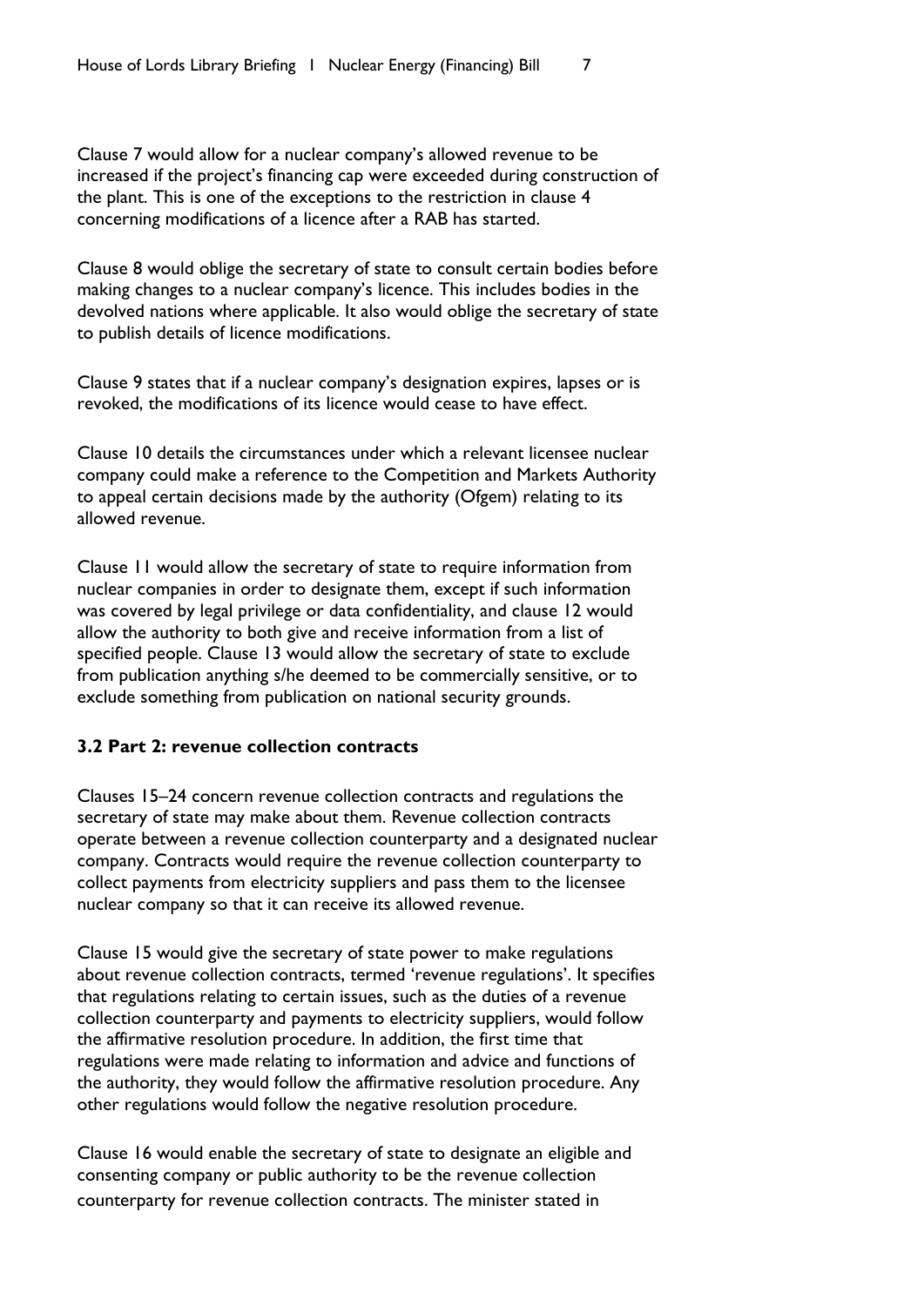Clause 7 would allow for a nuclear company's allowed revenue to be increased if the project's financing cap were exceeded during construction of the plant. This is one of the exceptions to the restriction in clause 4 concerning modifications of a licence after a RAB has started.

Clause 8 would oblige the secretary of state to consult certain bodies before making changes to a nuclear company's licence. This includes bodies in the devolved nations where applicable. It also would oblige the secretary of state to publish details of licence modifications.

Clause 9 states that if a nuclear company's designation expires, lapses or is revoked, the modifications of its licence would cease to have effect.

Clause 10 details the circumstances under which a relevant licensee nuclear company could make a reference to the Competition and Markets Authority to appeal certain decisions made by the authority (Ofgem) relating to its allowed revenue.

Clause 11 would allow the secretary of state to require information from nuclear companies in order to designate them, except if such information was covered by legal privilege or data confidentiality, and clause 12 would allow the authority to both give and receive information from a list of specified people. Clause 13 would allow the secretary of state to exclude from publication anything s/he deemed to be commercially sensitive, or to exclude something from publication on national security grounds.

### 3.2 Part 2: revenue collection contracts

Clauses 15–24 concern revenue collection contracts and regulations the secretary of state may make about them. Revenue collection contracts operate between a revenue collection counterparty and a designated nuclear company. Contracts would require the revenue collection counterparty to collect payments from electricity suppliers and pass them to the licensee nuclear company so that it can receive its allowed revenue.

Clause 15 would give the secretary of state power to make regulations about revenue collection contracts, termed 'revenue regulations'. It specifies that regulations relating to certain issues, such as the duties of a revenue collection counterparty and payments to electricity suppliers, would follow the affirmative resolution procedure. In addition, the first time that regulations were made relating to information and advice and functions of the authority, they would follow the affirmative resolution procedure. Any other regulations would follow the negative resolution procedure.

Clause 16 would enable the secretary of state to designate an eligible and consenting company or public authority to be the revenue collection counterparty for revenue collection contracts. The minister stated in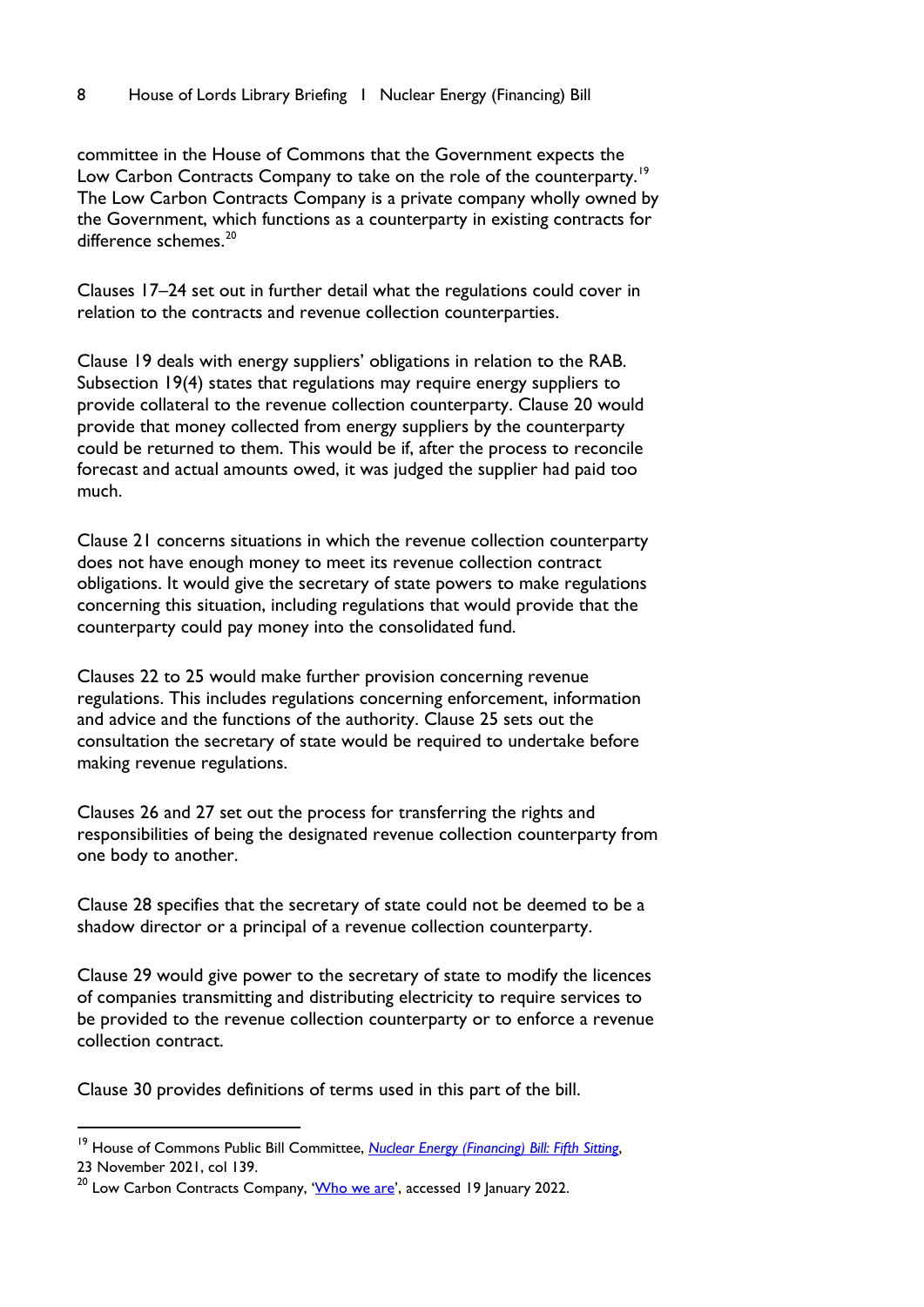committee in the House of Commons that the Government expects the Low Carbon Contracts Company to take on the role of the counterparty.[19] The Low Carbon Contracts Company is a private company wholly owned by the Government, which functions as a counterparty in existing contracts for difference schemes.[20]

Clauses 17–24 set out in further detail what the regulations could cover in relation to the contracts and revenue collection counterparties.

Clause 19 deals with energy suppliers' obligations in relation to the RAB. Subsection 19(4) states that regulations may require energy suppliers to provide collateral to the revenue collection counterparty. Clause 20 would provide that money collected from energy suppliers by the counterparty could be returned to them. This would be if, after the process to reconcile forecast and actual amounts owed, it was judged the supplier had paid too much.

Clause 21 concerns situations in which the revenue collection counterparty does not have enough money to meet its revenue collection contract obligations. It would give the secretary of state powers to make regulations concerning this situation, including regulations that would provide that the counterparty could pay money into the consolidated fund.

Clauses 22 to 25 would make further provision concerning revenue regulations. This includes regulations concerning enforcement, information and advice and the functions of the authority. Clause 25 sets out the consultation the secretary of state would be required to undertake before making revenue regulations.

Clauses 26 and 27 set out the process for transferring the rights and responsibilities of being the designated revenue collection counterparty from one body to another.

Clause 28 specifies that the secretary of state could not be deemed to be a shadow director or a principal of a revenue collection counterparty.

Clause 29 would give power to the secretary of state to modify the licences of companies transmitting and distributing electricity to require services to be provided to the revenue collection counterparty or to enforce a revenue collection contract.

Clause 30 provides definitions of terms used in this part of the bill.

---

[19] House of Commons Public Bill Committee, *Nuclear Energy (Financing) Bill: Fifth Sitting*, 23 November 2021, col 139.

[20] Low Carbon Contracts Company, 'Who we are', accessed 19 January 2022.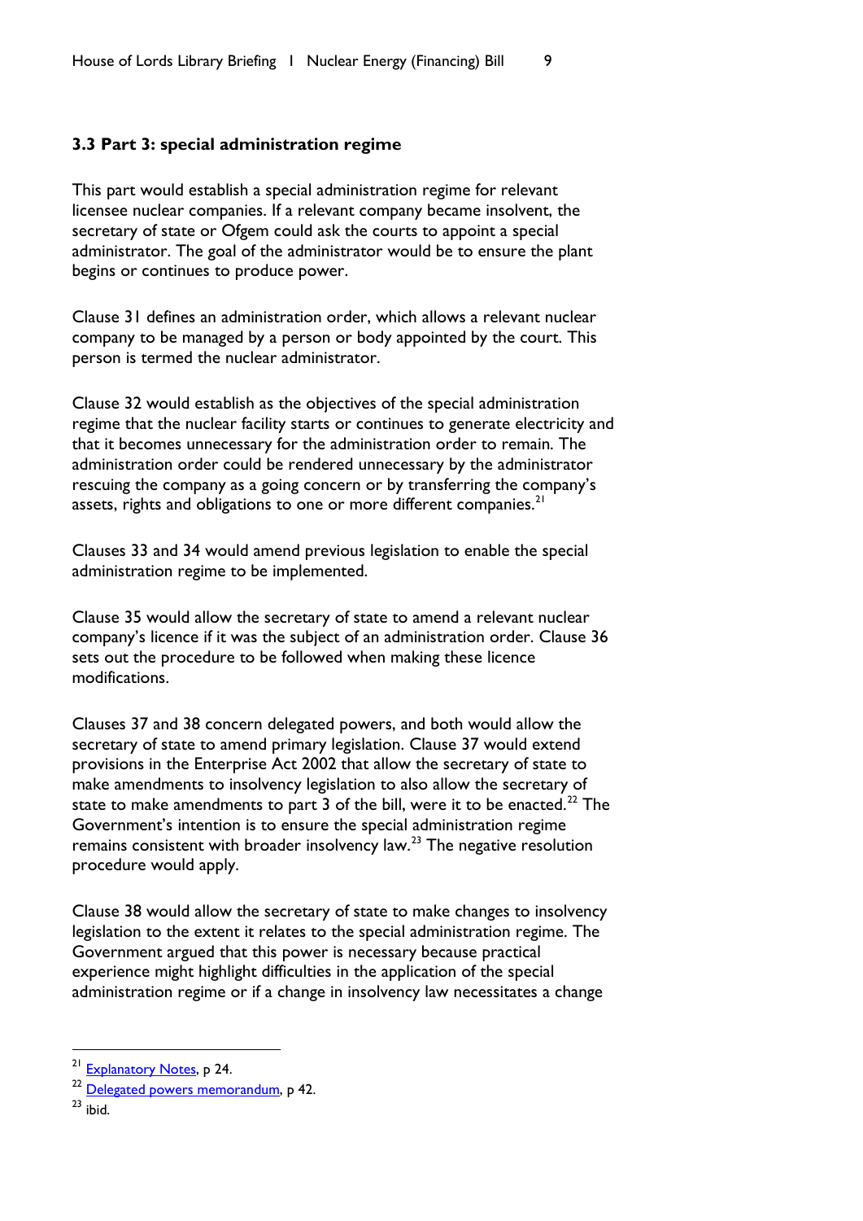### 3.3 Part 3: special administration regime

This part would establish a special administration regime for relevant licensee nuclear companies. If a relevant company became insolvent, the secretary of state or Ofgem could ask the courts to appoint a special administrator. The goal of the administrator would be to ensure the plant begins or continues to produce power.

Clause 31 defines an administration order, which allows a relevant nuclear company to be managed by a person or body appointed by the court. This person is termed the nuclear administrator.

Clause 32 would establish as the objectives of the special administration regime that the nuclear facility starts or continues to generate electricity and that it becomes unnecessary for the administration order to remain. The administration order could be rendered unnecessary by the administrator rescuing the company as a going concern or by transferring the company's assets, rights and obligations to one or more different companies.[21]

Clauses 33 and 34 would amend previous legislation to enable the special administration regime to be implemented.

Clause 35 would allow the secretary of state to amend a relevant nuclear company's licence if it was the subject of an administration order. Clause 36 sets out the procedure to be followed when making these licence modifications.

Clauses 37 and 38 concern delegated powers, and both would allow the secretary of state to amend primary legislation. Clause 37 would extend provisions in the Enterprise Act 2002 that allow the secretary of state to make amendments to insolvency legislation to also allow the secretary of state to make amendments to part 3 of the bill, were it to be enacted.[22] The Government's intention is to ensure the special administration regime remains consistent with broader insolvency law.[23] The negative resolution procedure would apply.

Clause 38 would allow the secretary of state to make changes to insolvency legislation to the extent it relates to the special administration regime. The Government argued that this power is necessary because practical experience might highlight difficulties in the application of the special administration regime or if a change in insolvency law necessitates a change

---

[21] Explanatory Notes, p 24.

[22] Delegated powers memorandum, p 42.

[23] ibid.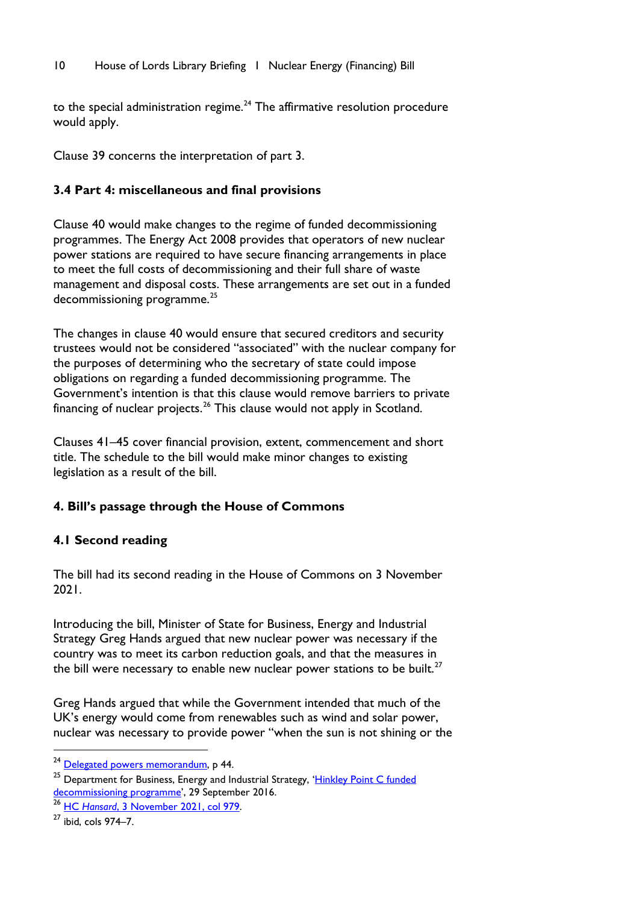to the special administration regime.[24] The affirmative resolution procedure would apply.

Clause 39 concerns the interpretation of part 3.

### 3.4 Part 4: miscellaneous and final provisions

Clause 40 would make changes to the regime of funded decommissioning programmes. The Energy Act 2008 provides that operators of new nuclear power stations are required to have secure financing arrangements in place to meet the full costs of decommissioning and their full share of waste management and disposal costs. These arrangements are set out in a funded decommissioning programme.[25]

The changes in clause 40 would ensure that secured creditors and security trustees would not be considered "associated" with the nuclear company for the purposes of determining who the secretary of state could impose obligations on regarding a funded decommissioning programme. The Government's intention is that this clause would remove barriers to private financing of nuclear projects.[26] This clause would not apply in Scotland.

Clauses 41–45 cover financial provision, extent, commencement and short title. The schedule to the bill would make minor changes to existing legislation as a result of the bill.

## 4. Bill's passage through the House of Commons

### 4.1 Second reading

The bill had its second reading in the House of Commons on 3 November 2021.

Introducing the bill, Minister of State for Business, Energy and Industrial Strategy Greg Hands argued that new nuclear power was necessary if the country was to meet its carbon reduction goals, and that the measures in the bill were necessary to enable new nuclear power stations to be built.[27]

Greg Hands argued that while the Government intended that much of the UK's energy would come from renewables such as wind and solar power, nuclear was necessary to provide power "when the sun is not shining or the

---

[24] Delegated powers memorandum, p 44.

[25] Department for Business, Energy and Industrial Strategy, 'Hinkley Point C funded decommissioning programme', 29 September 2016.

[26] HC *Hansard*, 3 November 2021, col 979.

[27] ibid, cols 974–7.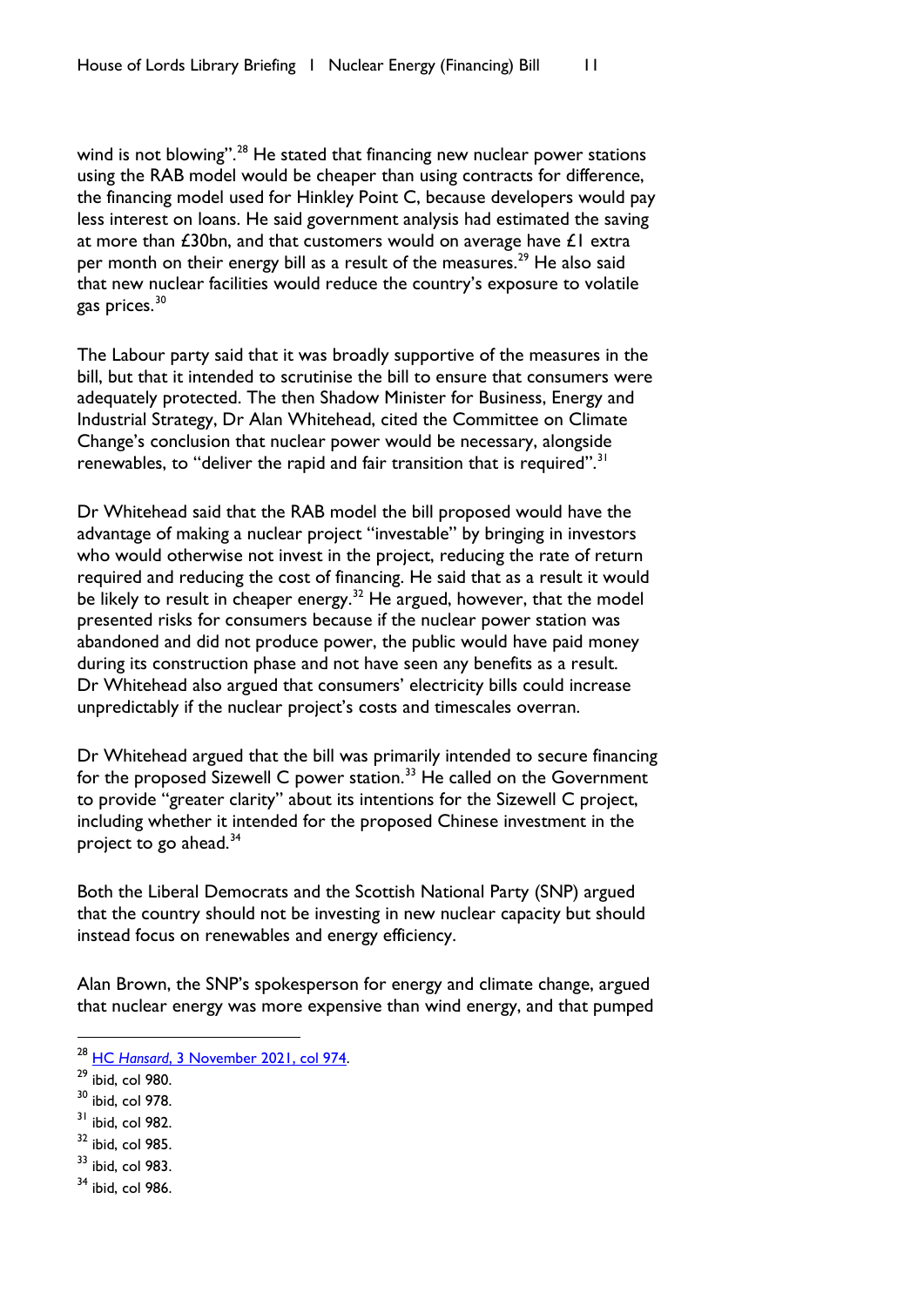wind is not blowing".[28] He stated that financing new nuclear power stations using the RAB model would be cheaper than using contracts for difference, the financing model used for Hinkley Point C, because developers would pay less interest on loans. He said government analysis had estimated the saving at more than £30bn, and that customers would on average have £1 extra per month on their energy bill as a result of the measures.[29] He also said that new nuclear facilities would reduce the country's exposure to volatile gas prices.[30]

The Labour party said that it was broadly supportive of the measures in the bill, but that it intended to scrutinise the bill to ensure that consumers were adequately protected. The then Shadow Minister for Business, Energy and Industrial Strategy, Dr Alan Whitehead, cited the Committee on Climate Change's conclusion that nuclear power would be necessary, alongside renewables, to "deliver the rapid and fair transition that is required".[31]

Dr Whitehead said that the RAB model the bill proposed would have the advantage of making a nuclear project "investable" by bringing in investors who would otherwise not invest in the project, reducing the rate of return required and reducing the cost of financing. He said that as a result it would be likely to result in cheaper energy.[32] He argued, however, that the model presented risks for consumers because if the nuclear power station was abandoned and did not produce power, the public would have paid money during its construction phase and not have seen any benefits as a result. Dr Whitehead also argued that consumers' electricity bills could increase unpredictably if the nuclear project's costs and timescales overran.

Dr Whitehead argued that the bill was primarily intended to secure financing for the proposed Sizewell C power station.[33] He called on the Government to provide "greater clarity" about its intentions for the Sizewell C project, including whether it intended for the proposed Chinese investment in the project to go ahead.[34]

Both the Liberal Democrats and the Scottish National Party (SNP) argued that the country should not be investing in new nuclear capacity but should instead focus on renewables and energy efficiency.

Alan Brown, the SNP's spokesperson for energy and climate change, argued that nuclear energy was more expensive than wind energy, and that pumped

---

[28] HC *Hansard*, 3 November 2021, col 974.

[29] ibid, col 980.

[30] ibid, col 978.

[31] ibid, col 982.

[32] ibid, col 985.

[33] ibid, col 983.

[34] ibid, col 986.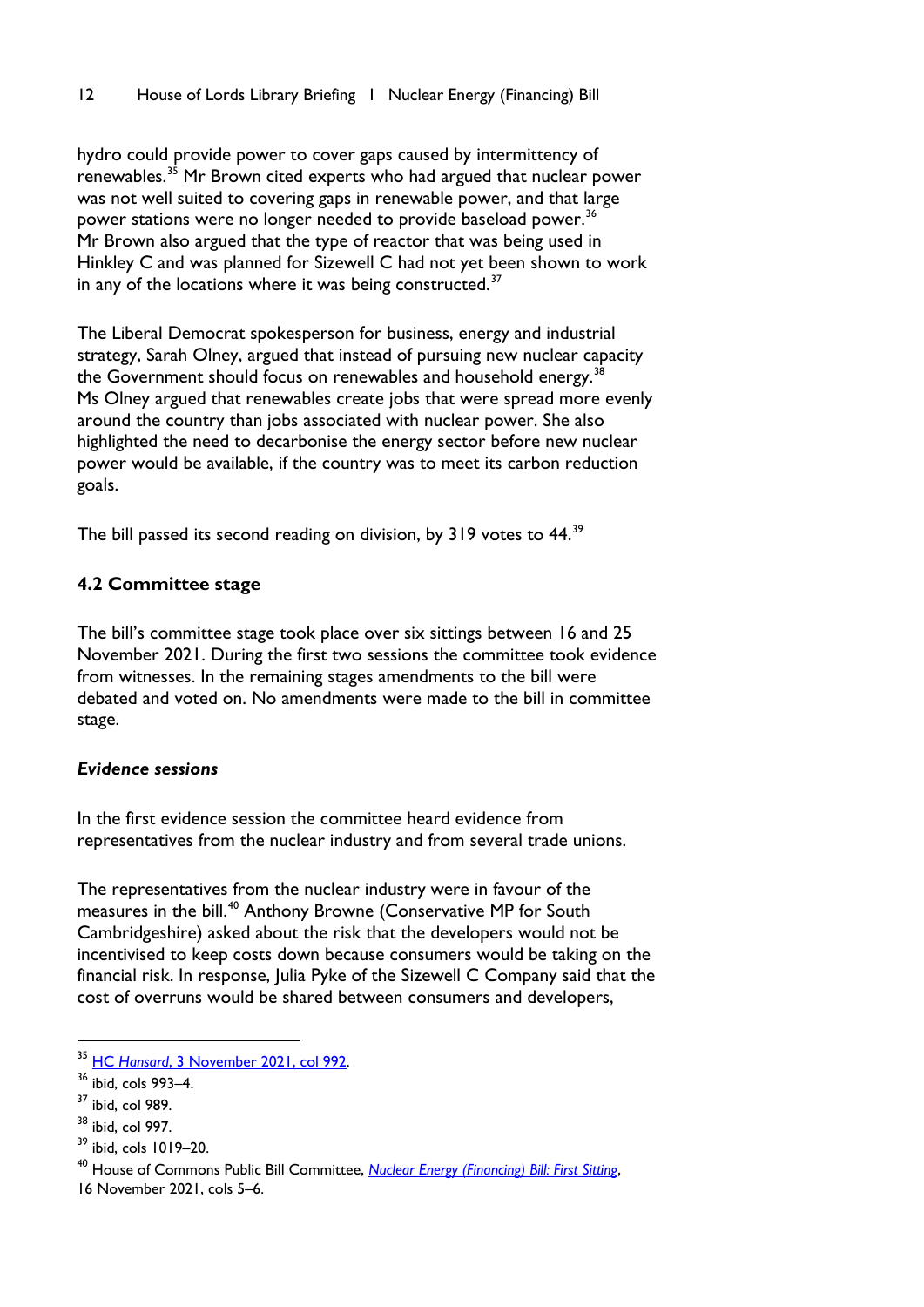hydro could provide power to cover gaps caused by intermittency of renewables.[35] Mr Brown cited experts who had argued that nuclear power was not well suited to covering gaps in renewable power, and that large power stations were no longer needed to provide baseload power.[36] Mr Brown also argued that the type of reactor that was being used in Hinkley C and was planned for Sizewell C had not yet been shown to work in any of the locations where it was being constructed.[37]

The Liberal Democrat spokesperson for business, energy and industrial strategy, Sarah Olney, argued that instead of pursuing new nuclear capacity the Government should focus on renewables and household energy.[38] Ms Olney argued that renewables create jobs that were spread more evenly around the country than jobs associated with nuclear power. She also highlighted the need to decarbonise the energy sector before new nuclear power would be available, if the country was to meet its carbon reduction goals.

The bill passed its second reading on division, by 319 votes to 44.[39]

### 4.2 Committee stage

The bill's committee stage took place over six sittings between 16 and 25 November 2021. During the first two sessions the committee took evidence from witnesses. In the remaining stages amendments to the bill were debated and voted on. No amendments were made to the bill in committee stage.

#### *Evidence sessions*

In the first evidence session the committee heard evidence from representatives from the nuclear industry and from several trade unions.

The representatives from the nuclear industry were in favour of the measures in the bill.[40] Anthony Browne (Conservative MP for South Cambridgeshire) asked about the risk that the developers would not be incentivised to keep costs down because consumers would be taking on the financial risk. In response, Julia Pyke of the Sizewell C Company said that the cost of overruns would be shared between consumers and developers,

---

[35] HC *Hansard*, 3 November 2021, col 992.

[36] ibid, cols 993–4.

[37] ibid, col 989.

[38] ibid, col 997.

[39] ibid, cols 1019–20.

[40] House of Commons Public Bill Committee, *Nuclear Energy (Financing) Bill: First Sitting*, 16 November 2021, cols 5–6.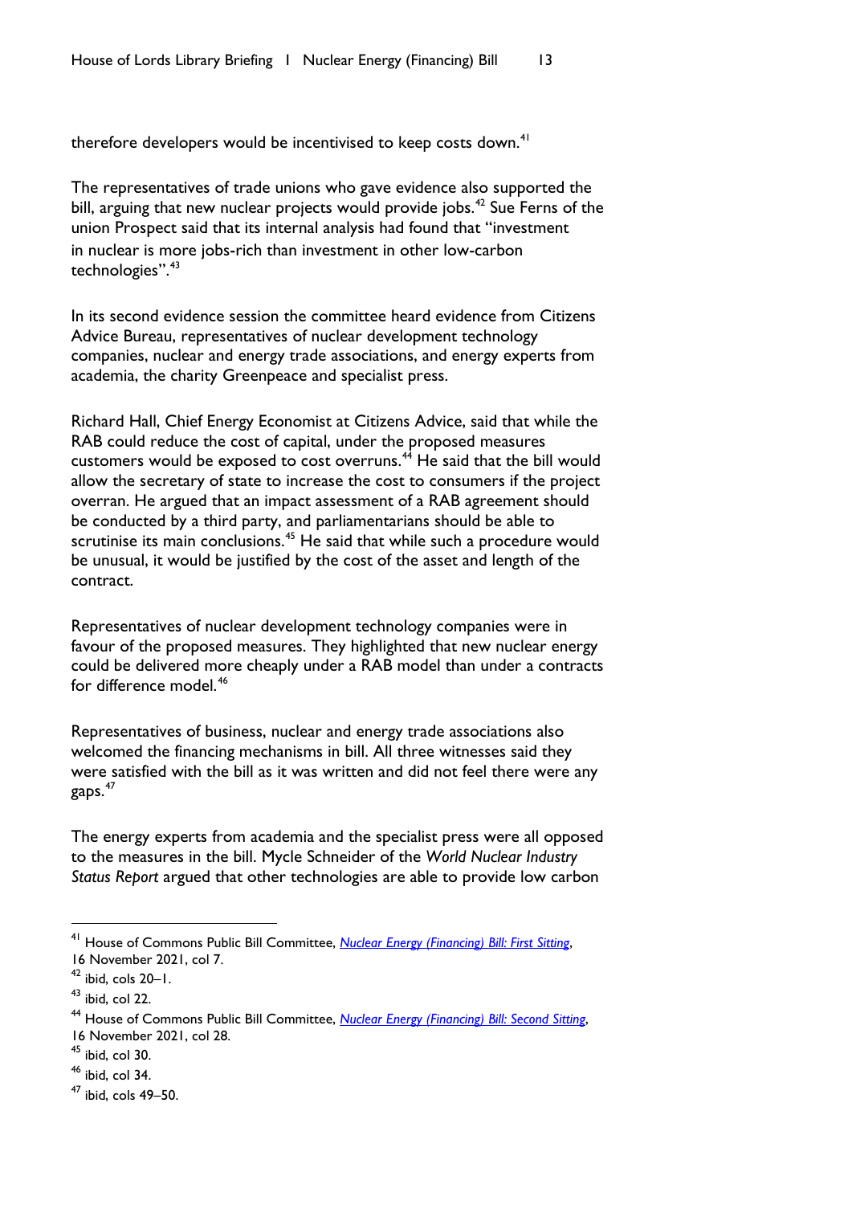therefore developers would be incentivised to keep costs down.[41]

The representatives of trade unions who gave evidence also supported the bill, arguing that new nuclear projects would provide jobs.[42] Sue Ferns of the union Prospect said that its internal analysis had found that "investment in nuclear is more jobs-rich than investment in other low-carbon technologies".[43]

In its second evidence session the committee heard evidence from Citizens Advice Bureau, representatives of nuclear development technology companies, nuclear and energy trade associations, and energy experts from academia, the charity Greenpeace and specialist press.

Richard Hall, Chief Energy Economist at Citizens Advice, said that while the RAB could reduce the cost of capital, under the proposed measures customers would be exposed to cost overruns.[44] He said that the bill would allow the secretary of state to increase the cost to consumers if the project overran. He argued that an impact assessment of a RAB agreement should be conducted by a third party, and parliamentarians should be able to scrutinise its main conclusions.[45] He said that while such a procedure would be unusual, it would be justified by the cost of the asset and length of the contract.

Representatives of nuclear development technology companies were in favour of the proposed measures. They highlighted that new nuclear energy could be delivered more cheaply under a RAB model than under a contracts for difference model.[46]

Representatives of business, nuclear and energy trade associations also welcomed the financing mechanisms in bill. All three witnesses said they were satisfied with the bill as it was written and did not feel there were any gaps.[47]

The energy experts from academia and the specialist press were all opposed to the measures in the bill. Mycle Schneider of the *World Nuclear Industry Status Report* argued that other technologies are able to provide low carbon

---

[41] House of Commons Public Bill Committee, *Nuclear Energy (Financing) Bill: First Sitting*, 16 November 2021, col 7.

[42] ibid, cols 20–1.

[43] ibid, col 22.

[44] House of Commons Public Bill Committee, *Nuclear Energy (Financing) Bill: Second Sitting*, 16 November 2021, col 28.

[45] ibid, col 30.

[46] ibid, col 34.

[47] ibid, cols 49–50.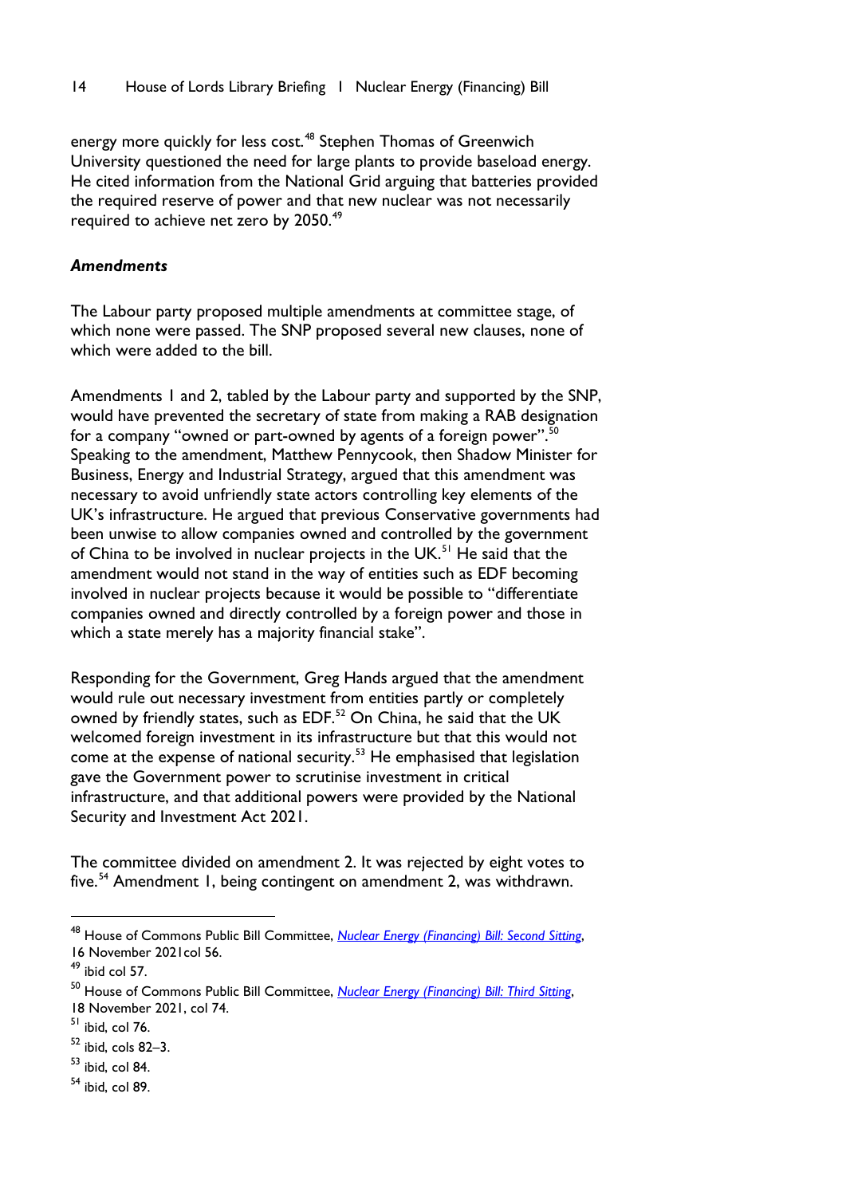energy more quickly for less cost.[48] Stephen Thomas of Greenwich University questioned the need for large plants to provide baseload energy. He cited information from the National Grid arguing that batteries provided the required reserve of power and that new nuclear was not necessarily required to achieve net zero by 2050.[49]

### *Amendments*

The Labour party proposed multiple amendments at committee stage, of which none were passed. The SNP proposed several new clauses, none of which were added to the bill.

Amendments 1 and 2, tabled by the Labour party and supported by the SNP, would have prevented the secretary of state from making a RAB designation for a company "owned or part-owned by agents of a foreign power".[50] Speaking to the amendment, Matthew Pennycook, then Shadow Minister for Business, Energy and Industrial Strategy, argued that this amendment was necessary to avoid unfriendly state actors controlling key elements of the UK's infrastructure. He argued that previous Conservative governments had been unwise to allow companies owned and controlled by the government of China to be involved in nuclear projects in the UK.[51] He said that the amendment would not stand in the way of entities such as EDF becoming involved in nuclear projects because it would be possible to "differentiate companies owned and directly controlled by a foreign power and those in which a state merely has a majority financial stake".

Responding for the Government, Greg Hands argued that the amendment would rule out necessary investment from entities partly or completely owned by friendly states, such as EDF.[52] On China, he said that the UK welcomed foreign investment in its infrastructure but that this would not come at the expense of national security.[53] He emphasised that legislation gave the Government power to scrutinise investment in critical infrastructure, and that additional powers were provided by the National Security and Investment Act 2021.

The committee divided on amendment 2. It was rejected by eight votes to five.[54] Amendment 1, being contingent on amendment 2, was withdrawn.

---

[48] House of Commons Public Bill Committee, [*Nuclear Energy (Financing) Bill: Second Sitting*](), 16 November 2021col 56.

[49] ibid col 57.

[50] House of Commons Public Bill Committee, [*Nuclear Energy (Financing) Bill: Third Sitting*](), 18 November 2021, col 74.

[51] ibid, col 76.

[52] ibid, cols 82–3.

[53] ibid, col 84.

[54] ibid, col 89.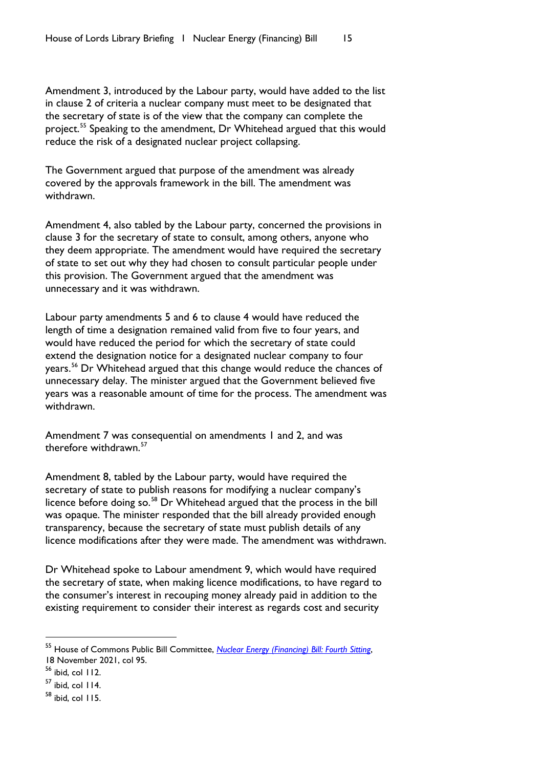Amendment 3, introduced by the Labour party, would have added to the list in clause 2 of criteria a nuclear company must meet to be designated that the secretary of state is of the view that the company can complete the project.[55] Speaking to the amendment, Dr Whitehead argued that this would reduce the risk of a designated nuclear project collapsing.

The Government argued that purpose of the amendment was already covered by the approvals framework in the bill. The amendment was withdrawn.

Amendment 4, also tabled by the Labour party, concerned the provisions in clause 3 for the secretary of state to consult, among others, anyone who they deem appropriate. The amendment would have required the secretary of state to set out why they had chosen to consult particular people under this provision. The Government argued that the amendment was unnecessary and it was withdrawn.

Labour party amendments 5 and 6 to clause 4 would have reduced the length of time a designation remained valid from five to four years, and would have reduced the period for which the secretary of state could extend the designation notice for a designated nuclear company to four years.[56] Dr Whitehead argued that this change would reduce the chances of unnecessary delay. The minister argued that the Government believed five years was a reasonable amount of time for the process. The amendment was withdrawn.

Amendment 7 was consequential on amendments 1 and 2, and was therefore withdrawn.[57]

Amendment 8, tabled by the Labour party, would have required the secretary of state to publish reasons for modifying a nuclear company's licence before doing so.[58] Dr Whitehead argued that the process in the bill was opaque. The minister responded that the bill already provided enough transparency, because the secretary of state must publish details of any licence modifications after they were made. The amendment was withdrawn.

Dr Whitehead spoke to Labour amendment 9, which would have required the secretary of state, when making licence modifications, to have regard to the consumer's interest in recouping money already paid in addition to the existing requirement to consider their interest as regards cost and security

---

[55] House of Commons Public Bill Committee, *Nuclear Energy (Financing) Bill: Fourth Sitting*, 18 November 2021, col 95.

[56] ibid, col 112.

[57] ibid, col 114.

[58] ibid, col 115.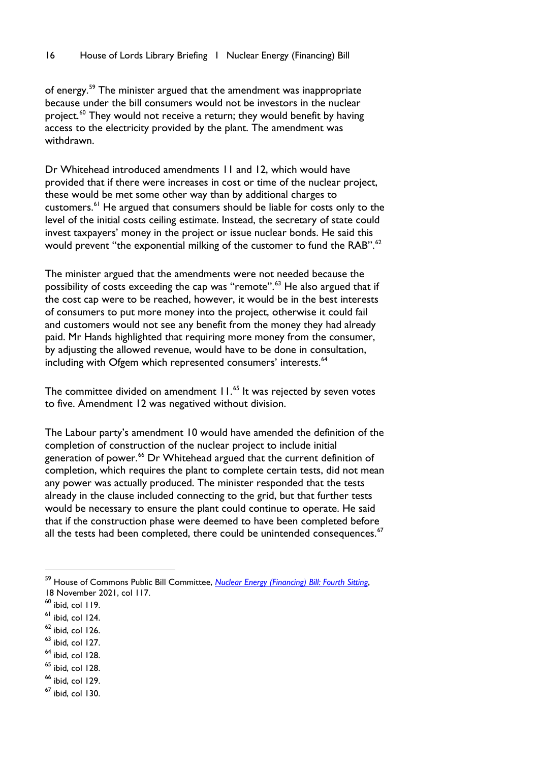of energy.[59] The minister argued that the amendment was inappropriate because under the bill consumers would not be investors in the nuclear project.[60] They would not receive a return; they would benefit by having access to the electricity provided by the plant. The amendment was withdrawn.

Dr Whitehead introduced amendments 11 and 12, which would have provided that if there were increases in cost or time of the nuclear project, these would be met some other way than by additional charges to customers.[61] He argued that consumers should be liable for costs only to the level of the initial costs ceiling estimate. Instead, the secretary of state could invest taxpayers' money in the project or issue nuclear bonds. He said this would prevent "the exponential milking of the customer to fund the RAB".[62]

The minister argued that the amendments were not needed because the possibility of costs exceeding the cap was "remote".[63] He also argued that if the cost cap were to be reached, however, it would be in the best interests of consumers to put more money into the project, otherwise it could fail and customers would not see any benefit from the money they had already paid. Mr Hands highlighted that requiring more money from the consumer, by adjusting the allowed revenue, would have to be done in consultation, including with Ofgem which represented consumers' interests.[64]

The committee divided on amendment 11.[65] It was rejected by seven votes to five. Amendment 12 was negatived without division.

The Labour party's amendment 10 would have amended the definition of the completion of construction of the nuclear project to include initial generation of power.[66] Dr Whitehead argued that the current definition of completion, which requires the plant to complete certain tests, did not mean any power was actually produced. The minister responded that the tests already in the clause included connecting to the grid, but that further tests would be necessary to ensure the plant could continue to operate. He said that if the construction phase were deemed to have been completed before all the tests had been completed, there could be unintended consequences.[67]

---

[59] House of Commons Public Bill Committee, *Nuclear Energy (Financing) Bill: Fourth Sitting*, 18 November 2021, col 117.

[60] ibid, col 119.

[61] ibid, col 124.

[62] ibid, col 126.

[63] ibid, col 127.

[64] ibid, col 128.

[65] ibid, col 128.

[66] ibid, col 129.

[67] ibid, col 130.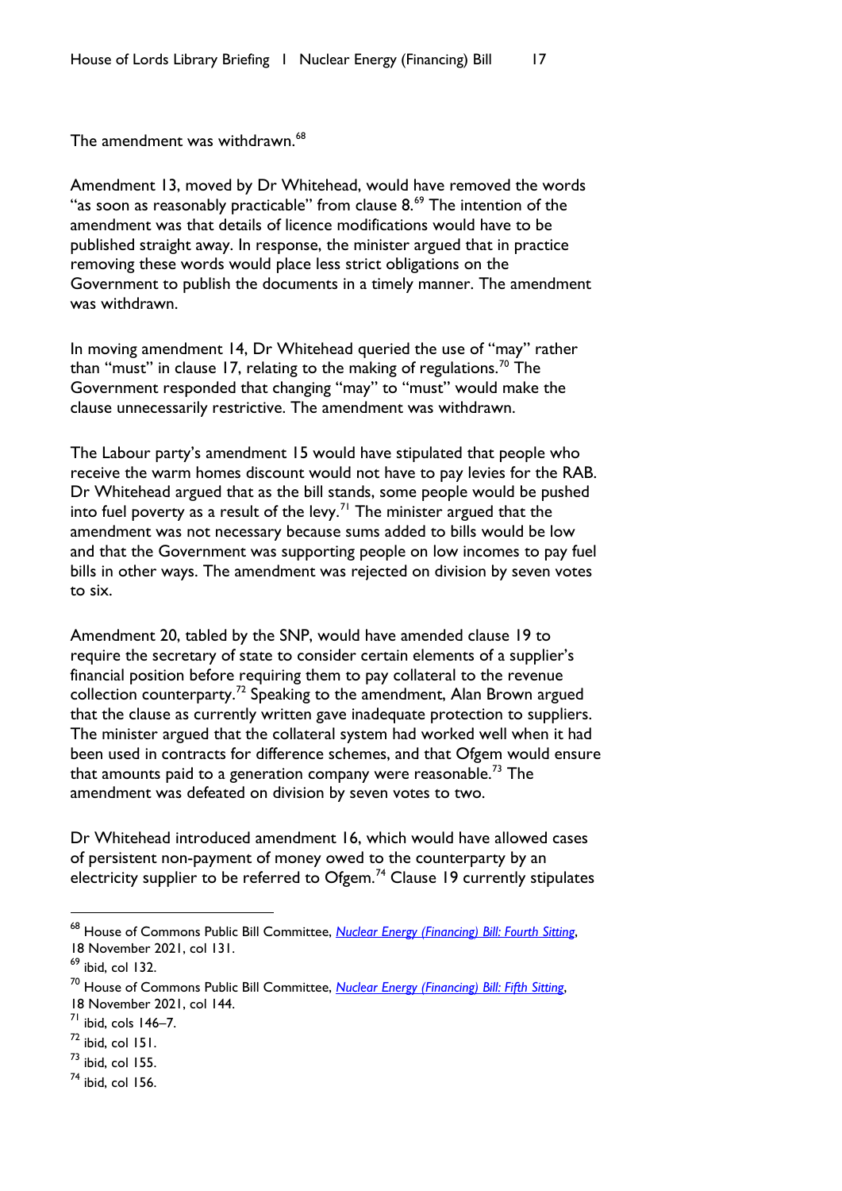The amendment was withdrawn.[68]

Amendment 13, moved by Dr Whitehead, would have removed the words "as soon as reasonably practicable" from clause 8.[69] The intention of the amendment was that details of licence modifications would have to be published straight away. In response, the minister argued that in practice removing these words would place less strict obligations on the Government to publish the documents in a timely manner. The amendment was withdrawn.

In moving amendment 14, Dr Whitehead queried the use of "may" rather than "must" in clause 17, relating to the making of regulations.[70] The Government responded that changing "may" to "must" would make the clause unnecessarily restrictive. The amendment was withdrawn.

The Labour party's amendment 15 would have stipulated that people who receive the warm homes discount would not have to pay levies for the RAB. Dr Whitehead argued that as the bill stands, some people would be pushed into fuel poverty as a result of the levy.[71] The minister argued that the amendment was not necessary because sums added to bills would be low and that the Government was supporting people on low incomes to pay fuel bills in other ways. The amendment was rejected on division by seven votes to six.

Amendment 20, tabled by the SNP, would have amended clause 19 to require the secretary of state to consider certain elements of a supplier's financial position before requiring them to pay collateral to the revenue collection counterparty.[72] Speaking to the amendment, Alan Brown argued that the clause as currently written gave inadequate protection to suppliers. The minister argued that the collateral system had worked well when it had been used in contracts for difference schemes, and that Ofgem would ensure that amounts paid to a generation company were reasonable.[73] The amendment was defeated on division by seven votes to two.

Dr Whitehead introduced amendment 16, which would have allowed cases of persistent non-payment of money owed to the counterparty by an electricity supplier to be referred to Ofgem.[74] Clause 19 currently stipulates

---

[68] House of Commons Public Bill Committee, *Nuclear Energy (Financing) Bill: Fourth Sitting*, 18 November 2021, col 131.

[69] ibid, col 132.

[70] House of Commons Public Bill Committee, *Nuclear Energy (Financing) Bill: Fifth Sitting*, 18 November 2021, col 144.

[71] ibid, cols 146–7.

[72] ibid, col 151.

[73] ibid, col 155.

[74] ibid, col 156.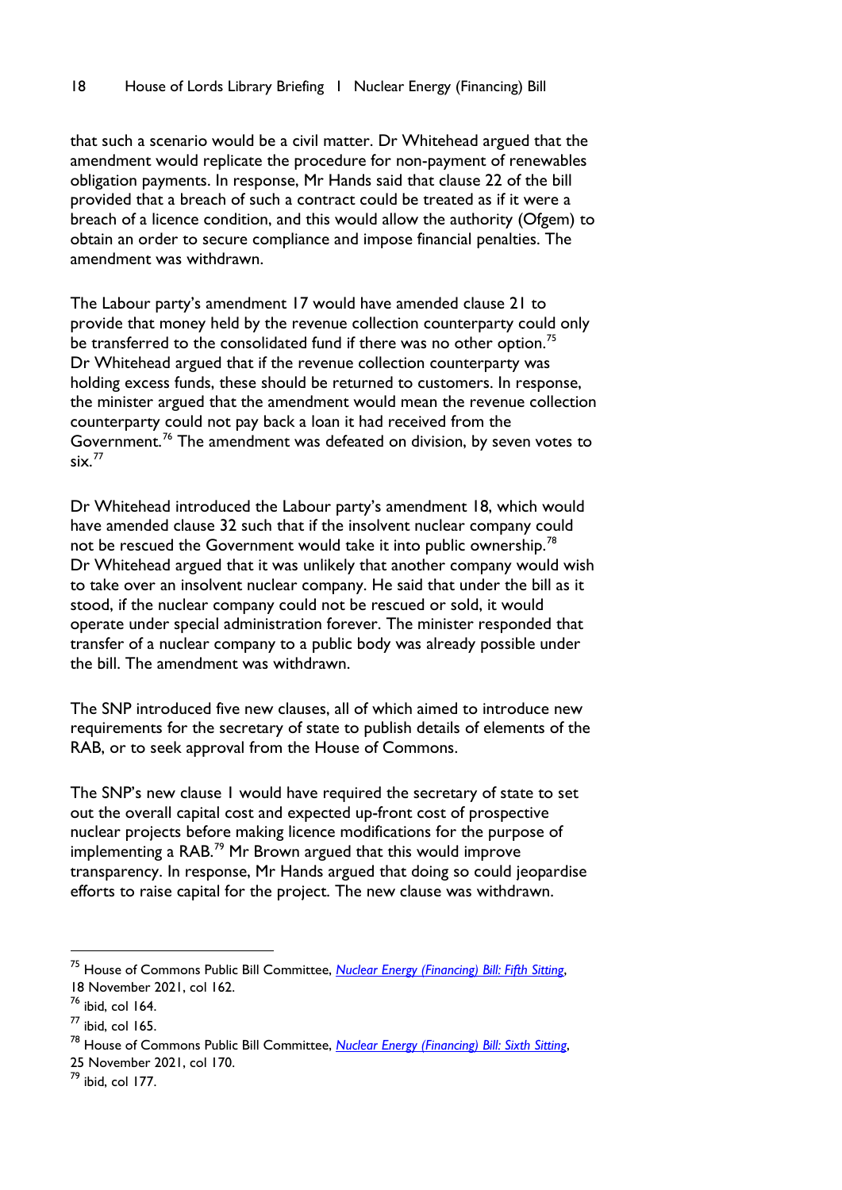that such a scenario would be a civil matter. Dr Whitehead argued that the amendment would replicate the procedure for non-payment of renewables obligation payments. In response, Mr Hands said that clause 22 of the bill provided that a breach of such a contract could be treated as if it were a breach of a licence condition, and this would allow the authority (Ofgem) to obtain an order to secure compliance and impose financial penalties. The amendment was withdrawn.

The Labour party's amendment 17 would have amended clause 21 to provide that money held by the revenue collection counterparty could only be transferred to the consolidated fund if there was no other option.[75] Dr Whitehead argued that if the revenue collection counterparty was holding excess funds, these should be returned to customers. In response, the minister argued that the amendment would mean the revenue collection counterparty could not pay back a loan it had received from the Government.[76] The amendment was defeated on division, by seven votes to six.[77]

Dr Whitehead introduced the Labour party's amendment 18, which would have amended clause 32 such that if the insolvent nuclear company could not be rescued the Government would take it into public ownership.[78] Dr Whitehead argued that it was unlikely that another company would wish to take over an insolvent nuclear company. He said that under the bill as it stood, if the nuclear company could not be rescued or sold, it would operate under special administration forever. The minister responded that transfer of a nuclear company to a public body was already possible under the bill. The amendment was withdrawn.

The SNP introduced five new clauses, all of which aimed to introduce new requirements for the secretary of state to publish details of elements of the RAB, or to seek approval from the House of Commons.

The SNP's new clause 1 would have required the secretary of state to set out the overall capital cost and expected up-front cost of prospective nuclear projects before making licence modifications for the purpose of implementing a RAB.[79] Mr Brown argued that this would improve transparency. In response, Mr Hands argued that doing so could jeopardise efforts to raise capital for the project. The new clause was withdrawn.

---

[75] House of Commons Public Bill Committee, *Nuclear Energy (Financing) Bill: Fifth Sitting*, 18 November 2021, col 162.

[76] ibid, col 164.

[77] ibid, col 165.

[78] House of Commons Public Bill Committee, *Nuclear Energy (Financing) Bill: Sixth Sitting*, 25 November 2021, col 170.

[79] ibid, col 177.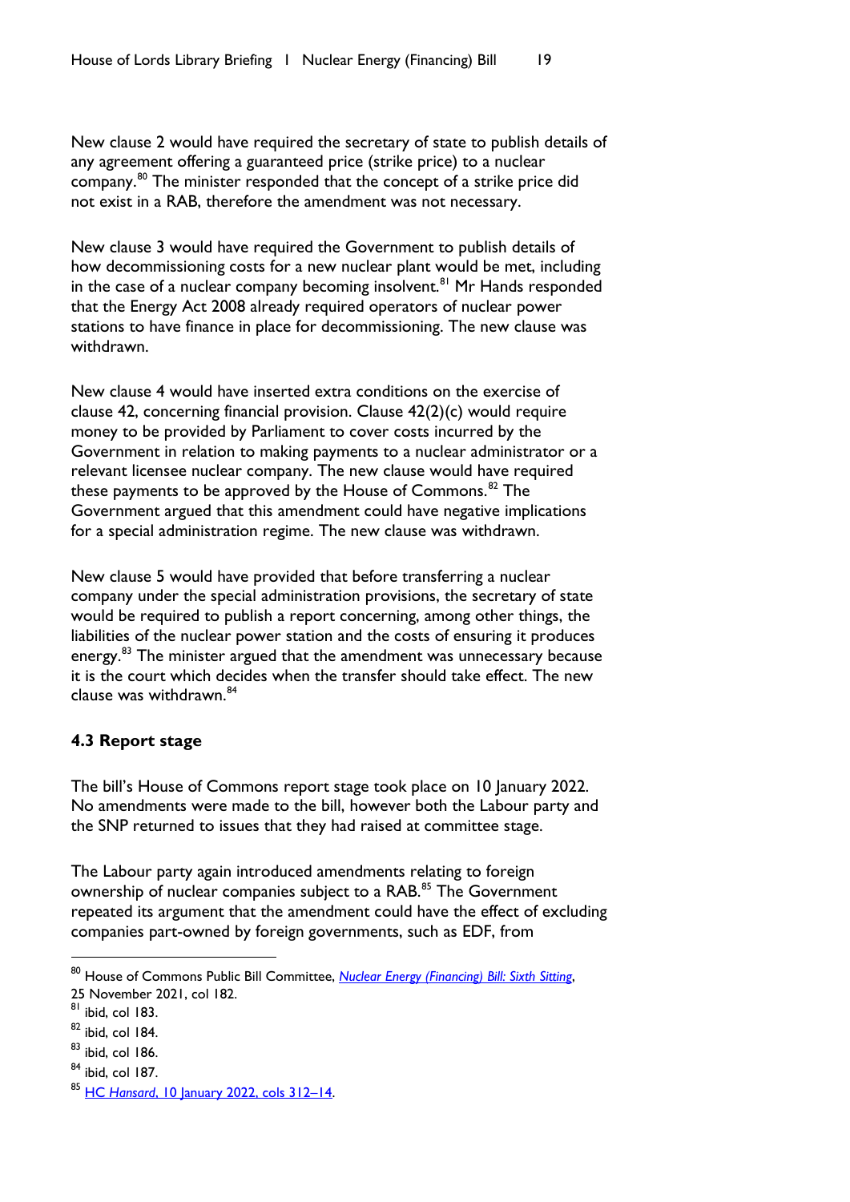New clause 2 would have required the secretary of state to publish details of any agreement offering a guaranteed price (strike price) to a nuclear company.[80] The minister responded that the concept of a strike price did not exist in a RAB, therefore the amendment was not necessary.

New clause 3 would have required the Government to publish details of how decommissioning costs for a new nuclear plant would be met, including in the case of a nuclear company becoming insolvent.[81] Mr Hands responded that the Energy Act 2008 already required operators of nuclear power stations to have finance in place for decommissioning. The new clause was withdrawn.

New clause 4 would have inserted extra conditions on the exercise of clause 42, concerning financial provision. Clause 42(2)(c) would require money to be provided by Parliament to cover costs incurred by the Government in relation to making payments to a nuclear administrator or a relevant licensee nuclear company. The new clause would have required these payments to be approved by the House of Commons.[82] The Government argued that this amendment could have negative implications for a special administration regime. The new clause was withdrawn.

New clause 5 would have provided that before transferring a nuclear company under the special administration provisions, the secretary of state would be required to publish a report concerning, among other things, the liabilities of the nuclear power station and the costs of ensuring it produces energy.[83] The minister argued that the amendment was unnecessary because it is the court which decides when the transfer should take effect. The new clause was withdrawn.[84]

### 4.3 Report stage

The bill's House of Commons report stage took place on 10 January 2022. No amendments were made to the bill, however both the Labour party and the SNP returned to issues that they had raised at committee stage.

The Labour party again introduced amendments relating to foreign ownership of nuclear companies subject to a RAB.[85] The Government repeated its argument that the amendment could have the effect of excluding companies part-owned by foreign governments, such as EDF, from

---

[80] House of Commons Public Bill Committee, *Nuclear Energy (Financing) Bill: Sixth Sitting*, 25 November 2021, col 182.

[81] ibid, col 183.

[82] ibid, col 184.

[83] ibid, col 186.

[84] ibid, col 187.

[85] HC *Hansard*, 10 January 2022, cols 312–14.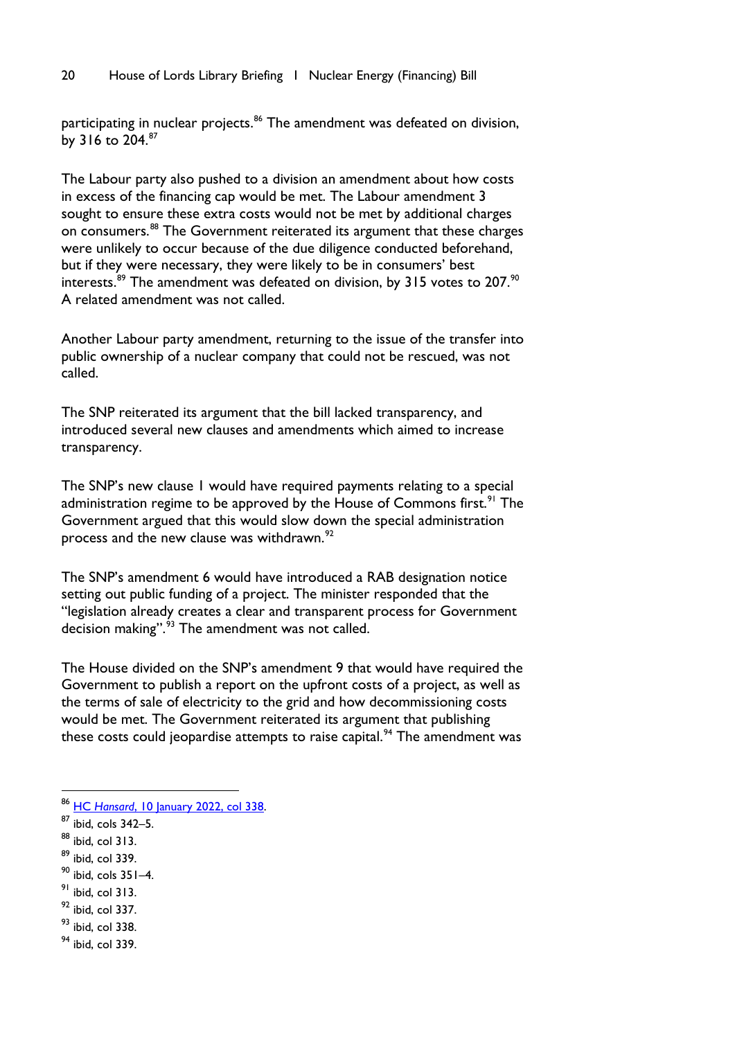participating in nuclear projects.[86] The amendment was defeated on division, by 316 to 204.[87]

The Labour party also pushed to a division an amendment about how costs in excess of the financing cap would be met. The Labour amendment 3 sought to ensure these extra costs would not be met by additional charges on consumers.[88] The Government reiterated its argument that these charges were unlikely to occur because of the due diligence conducted beforehand, but if they were necessary, they were likely to be in consumers' best interests.[89] The amendment was defeated on division, by 315 votes to 207.[90] A related amendment was not called.

Another Labour party amendment, returning to the issue of the transfer into public ownership of a nuclear company that could not be rescued, was not called.

The SNP reiterated its argument that the bill lacked transparency, and introduced several new clauses and amendments which aimed to increase transparency.

The SNP's new clause 1 would have required payments relating to a special administration regime to be approved by the House of Commons first.[91] The Government argued that this would slow down the special administration process and the new clause was withdrawn.[92]

The SNP's amendment 6 would have introduced a RAB designation notice setting out public funding of a project. The minister responded that the "legislation already creates a clear and transparent process for Government decision making".[93] The amendment was not called.

The House divided on the SNP's amendment 9 that would have required the Government to publish a report on the upfront costs of a project, as well as the terms of sale of electricity to the grid and how decommissioning costs would be met. The Government reiterated its argument that publishing these costs could jeopardise attempts to raise capital.[94] The amendment was

---

[86] HC *Hansard*, 10 January 2022, col 338.

[87] ibid, cols 342–5.

[88] ibid, col 313.

[89] ibid, col 339.

[90] ibid, cols 351–4.

[91] ibid, col 313.

[92] ibid, col 337.

[93] ibid, col 338.

[94] ibid, col 339.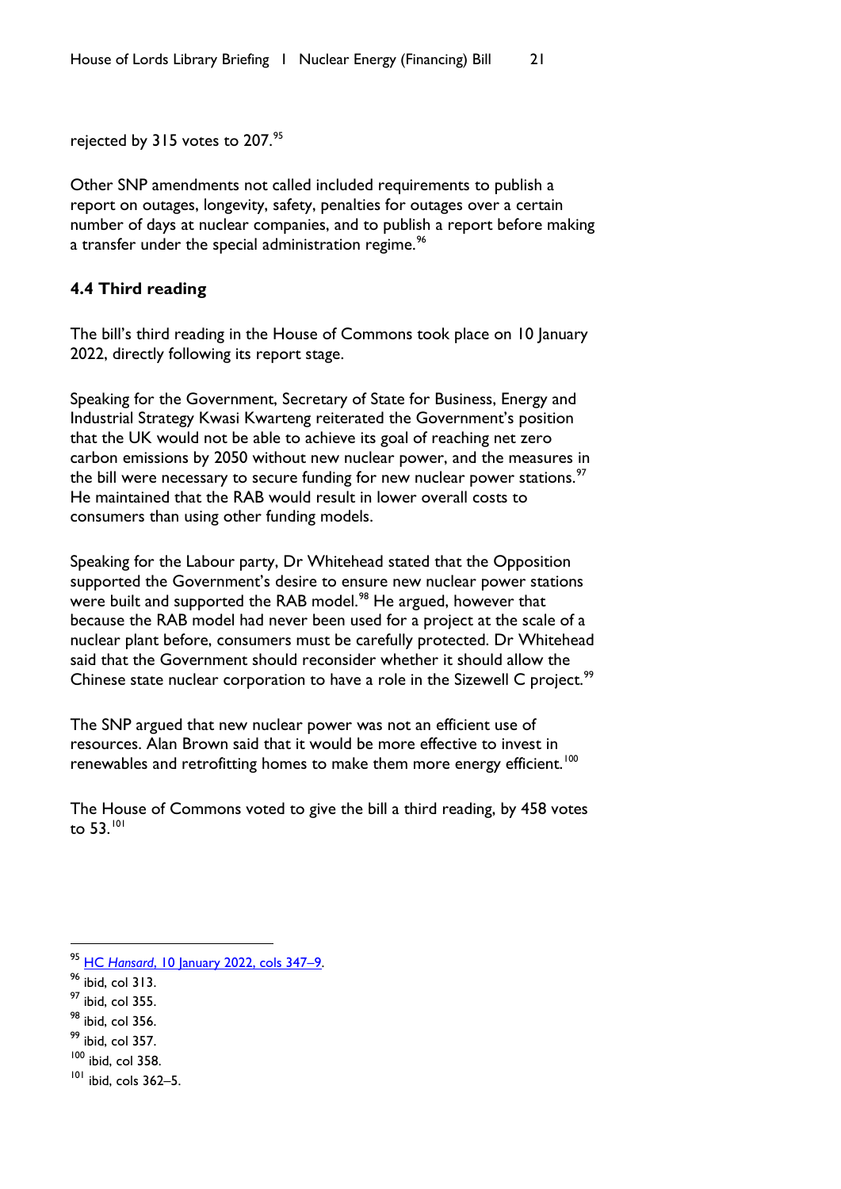rejected by 315 votes to 207.[95]

Other SNP amendments not called included requirements to publish a report on outages, longevity, safety, penalties for outages over a certain number of days at nuclear companies, and to publish a report before making a transfer under the special administration regime.[96]

### 4.4 Third reading

The bill's third reading in the House of Commons took place on 10 January 2022, directly following its report stage.

Speaking for the Government, Secretary of State for Business, Energy and Industrial Strategy Kwasi Kwarteng reiterated the Government's position that the UK would not be able to achieve its goal of reaching net zero carbon emissions by 2050 without new nuclear power, and the measures in the bill were necessary to secure funding for new nuclear power stations.[97] He maintained that the RAB would result in lower overall costs to consumers than using other funding models.

Speaking for the Labour party, Dr Whitehead stated that the Opposition supported the Government's desire to ensure new nuclear power stations were built and supported the RAB model.[98] He argued, however that because the RAB model had never been used for a project at the scale of a nuclear plant before, consumers must be carefully protected. Dr Whitehead said that the Government should reconsider whether it should allow the Chinese state nuclear corporation to have a role in the Sizewell C project.[99]

The SNP argued that new nuclear power was not an efficient use of resources. Alan Brown said that it would be more effective to invest in renewables and retrofitting homes to make them more energy efficient.[100]

The House of Commons voted to give the bill a third reading, by 458 votes to 53.[101]

---

[95] HC *Hansard*, 10 January 2022, cols 347–9.
[96] ibid, col 313.
[97] ibid, col 355.
[98] ibid, col 356.
[99] ibid, col 357.
[100] ibid, col 358.
[101] ibid, cols 362–5.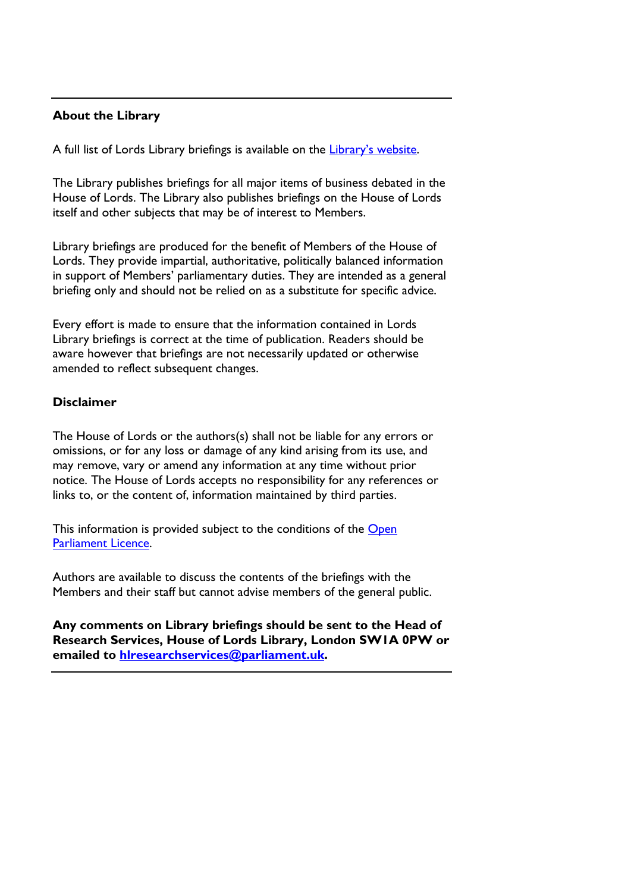## About the Library

A full list of Lords Library briefings is available on the [Library's website](#).

The Library publishes briefings for all major items of business debated in the House of Lords. The Library also publishes briefings on the House of Lords itself and other subjects that may be of interest to Members.

Library briefings are produced for the benefit of Members of the House of Lords. They provide impartial, authoritative, politically balanced information in support of Members' parliamentary duties. They are intended as a general briefing only and should not be relied on as a substitute for specific advice.

Every effort is made to ensure that the information contained in Lords Library briefings is correct at the time of publication. Readers should be aware however that briefings are not necessarily updated or otherwise amended to reflect subsequent changes.

## Disclaimer

The House of Lords or the authors(s) shall not be liable for any errors or omissions, or for any loss or damage of any kind arising from its use, and may remove, vary or amend any information at any time without prior notice. The House of Lords accepts no responsibility for any references or links to, or the content of, information maintained by third parties.

This information is provided subject to the conditions of the [Open Parliament Licence](#).

Authors are available to discuss the contents of the briefings with the Members and their staff but cannot advise members of the general public.

**Any comments on Library briefings should be sent to the Head of Research Services, House of Lords Library, London SW1A 0PW or emailed to [hlresearchservices@parliament.uk](mailto:hlresearchservices@parliament.uk).**